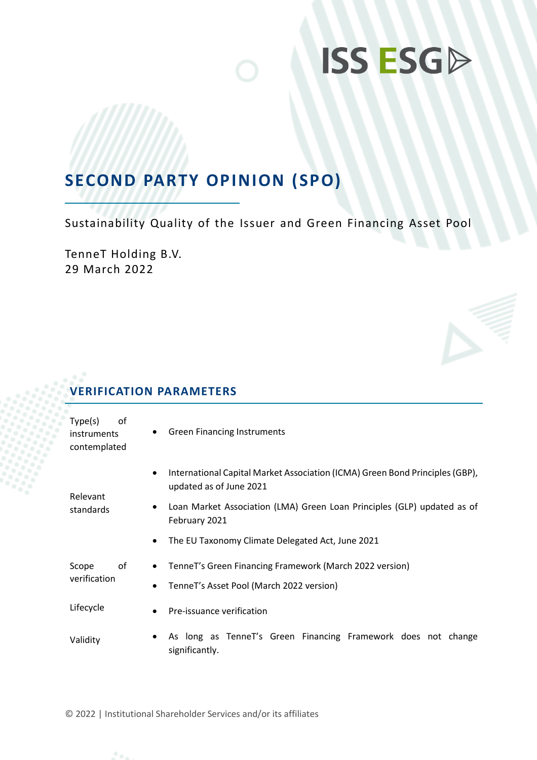ISS ESG

# SECOND PARTY OPINION (SPO)

Sustainability Quality of the Issuer and Green Financing Asset Pool

TenneT Holding B.V.
29 March 2022

## VERIFICATION PARAMETERS

| | |
|---|---|
| Type(s) of instruments contemplated | • Green Financing Instruments |
| Relevant standards | • International Capital Market Association (ICMA) Green Bond Principles (GBP), updated as of June 2021<br>• Loan Market Association (LMA) Green Loan Principles (GLP) updated as of February 2021<br>• The EU Taxonomy Climate Delegated Act, June 2021 |
| Scope of verification | • TenneT's Green Financing Framework (March 2022 version)<br>• TenneT's Asset Pool (March 2022 version) |
| Lifecycle | • Pre-issuance verification |
| Validity | • As long as TenneT's Green Financing Framework does not change significantly. |

© 2022 | Institutional Shareholder Services and/or its affiliates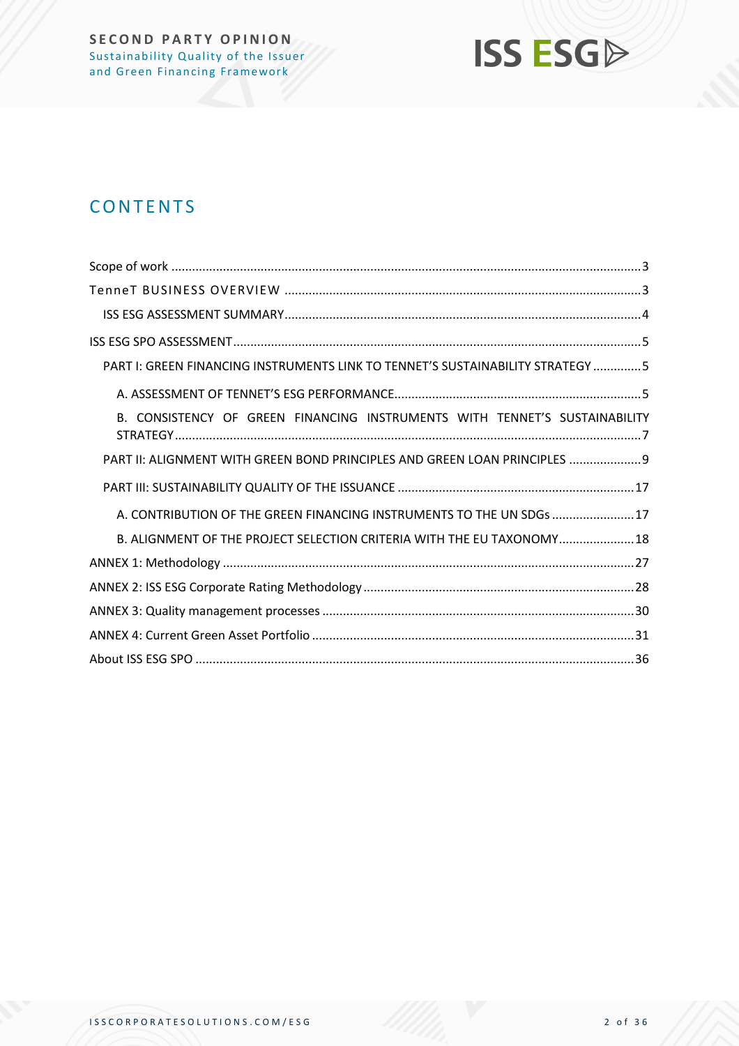# CONTENTS

Scope of work .......... 3

TenneT BUSINESS OVERVIEW .......... 3

- ISS ESG ASSESSMENT SUMMARY .......... 4

ISS ESG SPO ASSESSMENT .......... 5

- PART I: GREEN FINANCING INSTRUMENTS LINK TO TENNET'S SUSTAINABILITY STRATEGY .......... 5
  - A. ASSESSMENT OF TENNET'S ESG PERFORMANCE .......... 5
  - B. CONSISTENCY OF GREEN FINANCING INSTRUMENTS WITH TENNET'S SUSTAINABILITY STRATEGY .......... 7
- PART II: ALIGNMENT WITH GREEN BOND PRINCIPLES AND GREEN LOAN PRINCIPLES .......... 9
- PART III: SUSTAINABILITY QUALITY OF THE ISSUANCE .......... 17
  - A. CONTRIBUTION OF THE GREEN FINANCING INSTRUMENTS TO THE UN SDGs .......... 17
  - B. ALIGNMENT OF THE PROJECT SELECTION CRITERIA WITH THE EU TAXONOMY .......... 18

ANNEX 1: Methodology .......... 27

ANNEX 2: ISS ESG Corporate Rating Methodology .......... 28

ANNEX 3: Quality management processes .......... 30

ANNEX 4: Current Green Asset Portfolio .......... 31

About ISS ESG SPO .......... 36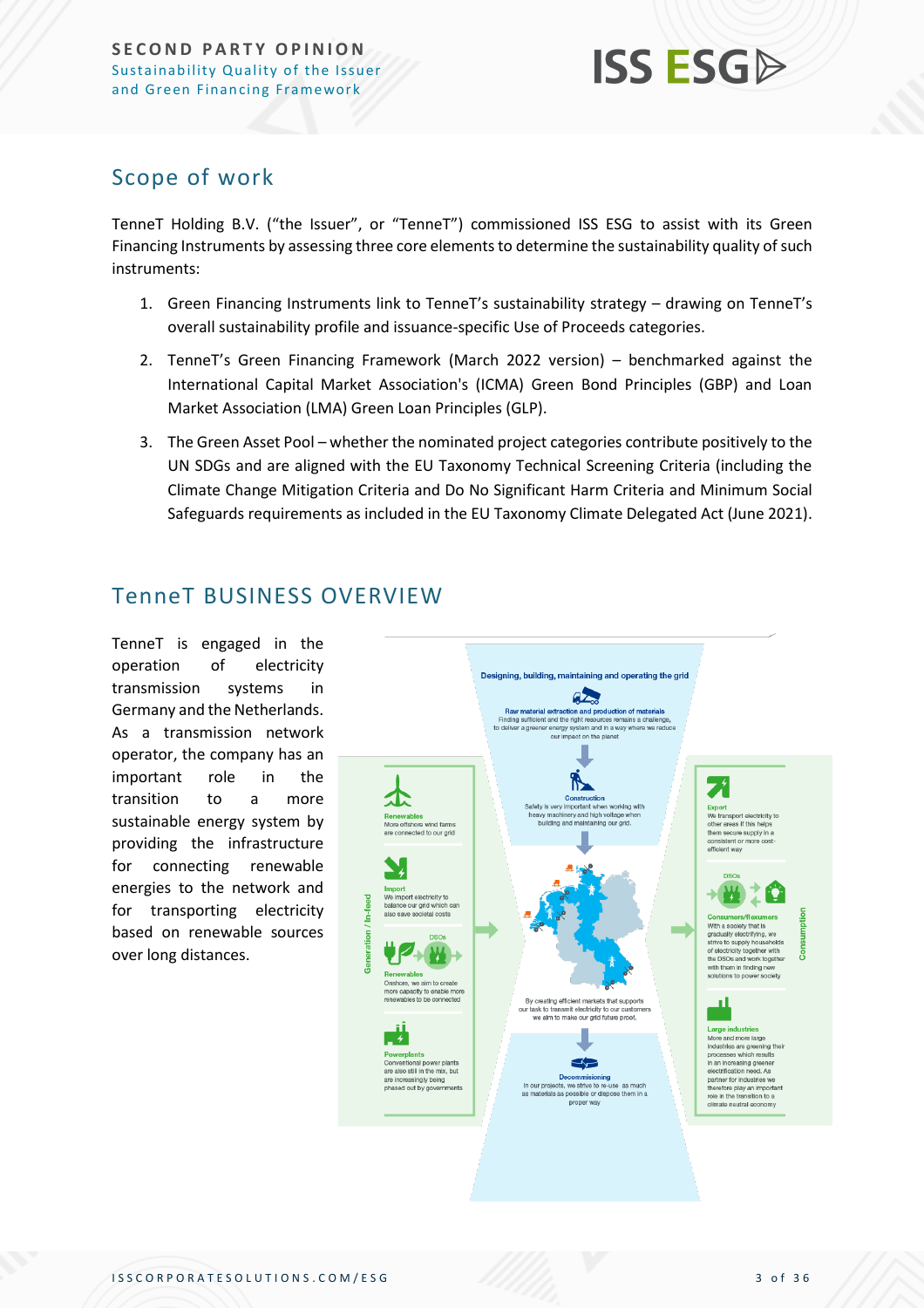## Scope of work

TenneT Holding B.V. ("the Issuer", or "TenneT") commissioned ISS ESG to assist with its Green Financing Instruments by assessing three core elements to determine the sustainability quality of such instruments:

1. Green Financing Instruments link to TenneT's sustainability strategy – drawing on TenneT's overall sustainability profile and issuance-specific Use of Proceeds categories.

2. TenneT's Green Financing Framework (March 2022 version) – benchmarked against the International Capital Market Association's (ICMA) Green Bond Principles (GBP) and Loan Market Association (LMA) Green Loan Principles (GLP).

3. The Green Asset Pool – whether the nominated project categories contribute positively to the UN SDGs and are aligned with the EU Taxonomy Technical Screening Criteria (including the Climate Change Mitigation Criteria and Do No Significant Harm Criteria and Minimum Social Safeguards requirements as included in the EU Taxonomy Climate Delegated Act (June 2021).

## TenneT BUSINESS OVERVIEW

TenneT is engaged in the operation of electricity transmission systems in Germany and the Netherlands. As a transmission network operator, the company has an important role in the transition to a more sustainable energy system by providing the infrastructure for connecting renewable energies to the network and for transporting electricity based on renewable sources over long distances.

**Designing, building, maintaining and operating the grid**

**Raw material extraction and production of materials**
Finding sufficient and the right resources remains a challenge, to deliver a greener energy system and in a way where we reduce our impact on the planet

**Construction**
Safety is very important when working with heavy machinery and high voltage when building and maintaining our grid.

By creating efficient markets that supports our task to transmit electricity to our customers we aim to make our grid future proof.

**Decommissioning**
In our projects, we strive to re-use as much as materials as possible or dispose them in a proper way

**Generation / In-feed**

**Renewables**
More offshore wind farms are connected to our grid

**Import**
We import electricity to balance our grid which can also save societal costs

DSOs

**Renewables**
Onshore, we aim to create more capacity to enable more renewables to be connected

**Powerplants**
Conventional power plants are also still in the mix, but are increasingly being phased out by governments

**Consumption**

**Export**
We transport electricity to other areas if this helps them secure supply in a consistent or more cost-efficient way

DSOs

**Consumers/Housholders**
With a society that is gradually electrifying, we strive to supply households of electricity together with the DSOs and work together with them in finding new solutions to power society

**Large industries**
More and more large industries are greening their processes which results in an increasing greener electrification need. As partner for industries we therefore play an important role in the transition to a climate neutral economy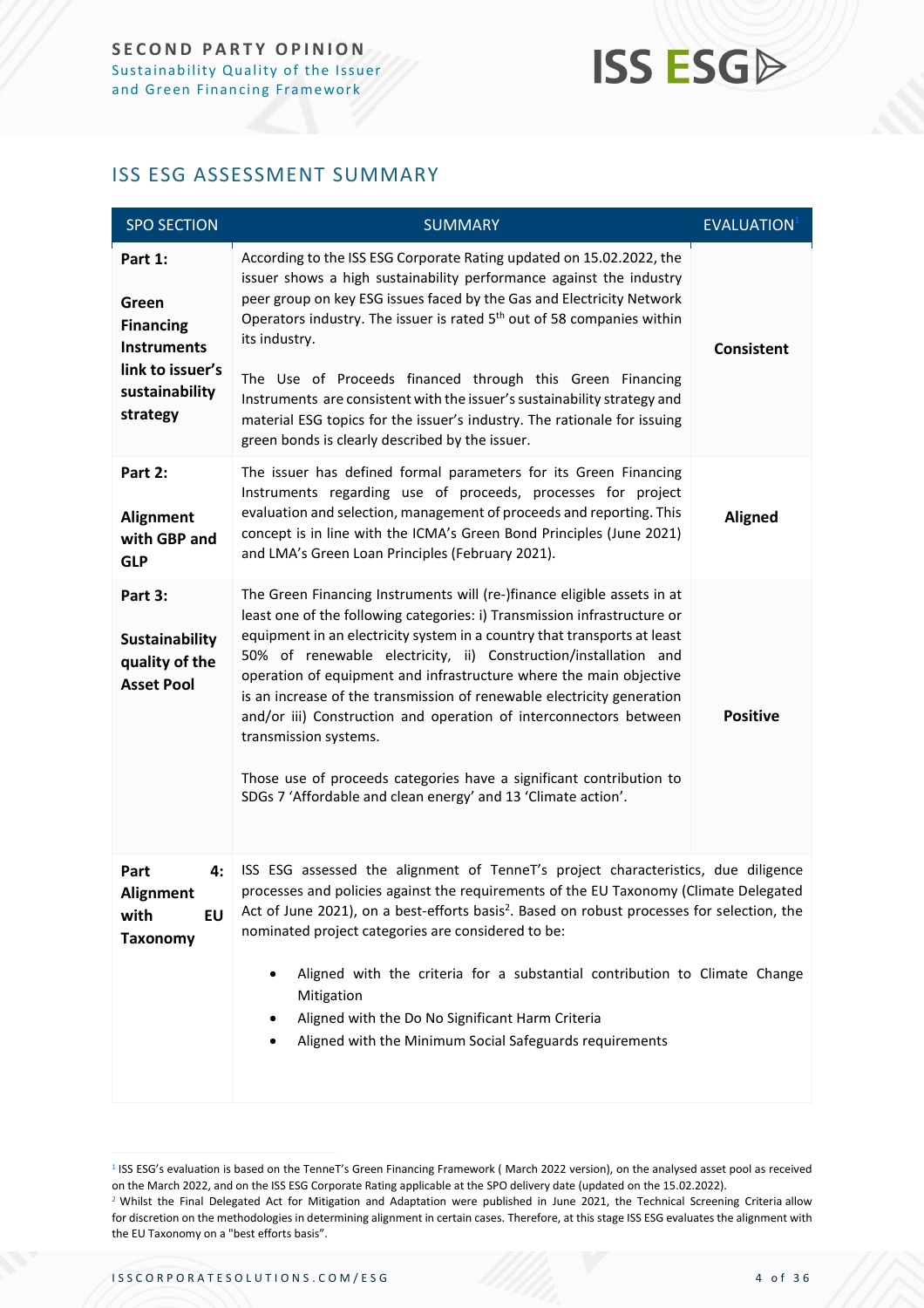## ISS ESG ASSESSMENT SUMMARY

| SPO SECTION | SUMMARY | EVALUATION[1] |
|---|---|---|
| **Part 1: Green Financing Instruments link to issuer's sustainability strategy** | According to the ISS ESG Corporate Rating updated on 15.02.2022, the issuer shows a high sustainability performance against the industry peer group on key ESG issues faced by the Gas and Electricity Network Operators industry. The issuer is rated 5th out of 58 companies within its industry. <br><br> The Use of Proceeds financed through this Green Financing Instruments are consistent with the issuer's sustainability strategy and material ESG topics for the issuer's industry. The rationale for issuing green bonds is clearly described by the issuer. | **Consistent** |
| **Part 2: Alignment with GBP and GLP** | The issuer has defined formal parameters for its Green Financing Instruments regarding use of proceeds, processes for project evaluation and selection, management of proceeds and reporting. This concept is in line with the ICMA's Green Bond Principles (June 2021) and LMA's Green Loan Principles (February 2021). | **Aligned** |
| **Part 3: Sustainability quality of the Asset Pool** | The Green Financing Instruments will (re-)finance eligible assets in at least one of the following categories: i) Transmission infrastructure or equipment in an electricity system in a country that transports at least 50% of renewable electricity, ii) Construction/installation and operation of equipment and infrastructure where the main objective is an increase of the transmission of renewable electricity generation and/or iii) Construction and operation of interconnectors between transmission systems. <br><br> Those use of proceeds categories have a significant contribution to SDGs 7 'Affordable and clean energy' and 13 'Climate action'. | **Positive** |
| **Part 4: Alignment with EU Taxonomy** | ISS ESG assessed the alignment of TenneT's project characteristics, due diligence processes and policies against the requirements of the EU Taxonomy (Climate Delegated Act of June 2021), on a best-efforts basis[2]. Based on robust processes for selection, the nominated project categories are considered to be: <br><br> • Aligned with the criteria for a substantial contribution to Climate Change Mitigation <br> • Aligned with the Do No Significant Harm Criteria <br> • Aligned with the Minimum Social Safeguards requirements | |

[1] ISS ESG's evaluation is based on the TenneT's Green Financing Framework ( March 2022 version), on the analysed asset pool as received on the March 2022, and on the ISS ESG Corporate Rating applicable at the SPO delivery date (updated on the 15.02.2022).

[2] Whilst the Final Delegated Act for Mitigation and Adaptation were published in June 2021, the Technical Screening Criteria allow for discretion on the methodologies in determining alignment in certain cases. Therefore, at this stage ISS ESG evaluates the alignment with the EU Taxonomy on a "best efforts basis".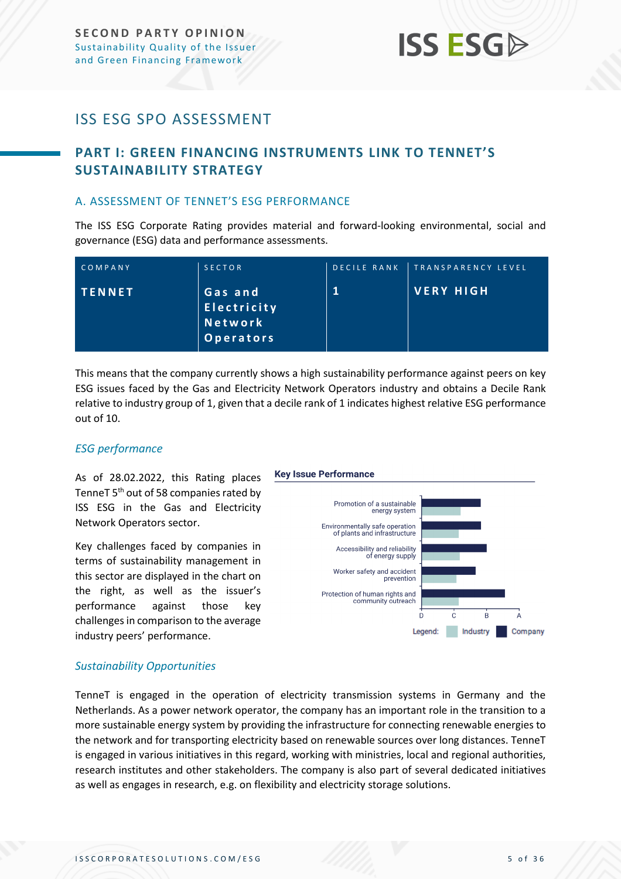# ISS ESG SPO ASSESSMENT

## PART I: GREEN FINANCING INSTRUMENTS LINK TO TENNET'S SUSTAINABILITY STRATEGY

### A. ASSESSMENT OF TENNET'S ESG PERFORMANCE

The ISS ESG Corporate Rating provides material and forward-looking environmental, social and governance (ESG) data and performance assessments.

| COMPANY | SECTOR | DECILE RANK | TRANSPARENCY LEVEL |
|---|---|---|---|
| TENNET | Gas and Electricity Network Operators | 1 | VERY HIGH |

This means that the company currently shows a high sustainability performance against peers on key ESG issues faced by the Gas and Electricity Network Operators industry and obtains a Decile Rank relative to industry group of 1, given that a decile rank of 1 indicates highest relative ESG performance out of 10.

### *ESG performance*

As of 28.02.2022, this Rating places TenneT 5th out of 58 companies rated by ISS ESG in the Gas and Electricity Network Operators sector.

Key challenges faced by companies in terms of sustainability management in this sector are displayed in the chart on the right, as well as the issuer's performance against those key challenges in comparison to the average industry peers' performance.

**Key Issue Performance**

- Promotion of a sustainable energy system
- Environmentally safe operation of plants and infrastructure
- Accessibility and reliability of energy supply
- Worker safety and accident prevention
- Protection of human rights and community outreach

Scale: D, C, B, A

Legend: Industry, Company

### *Sustainability Opportunities*

TenneT is engaged in the operation of electricity transmission systems in Germany and the Netherlands. As a power network operator, the company has an important role in the transition to a more sustainable energy system by providing the infrastructure for connecting renewable energies to the network and for transporting electricity based on renewable sources over long distances. TenneT is engaged in various initiatives in this regard, working with ministries, local and regional authorities, research institutes and other stakeholders. The company is also part of several dedicated initiatives as well as engages in research, e.g. on flexibility and electricity storage solutions.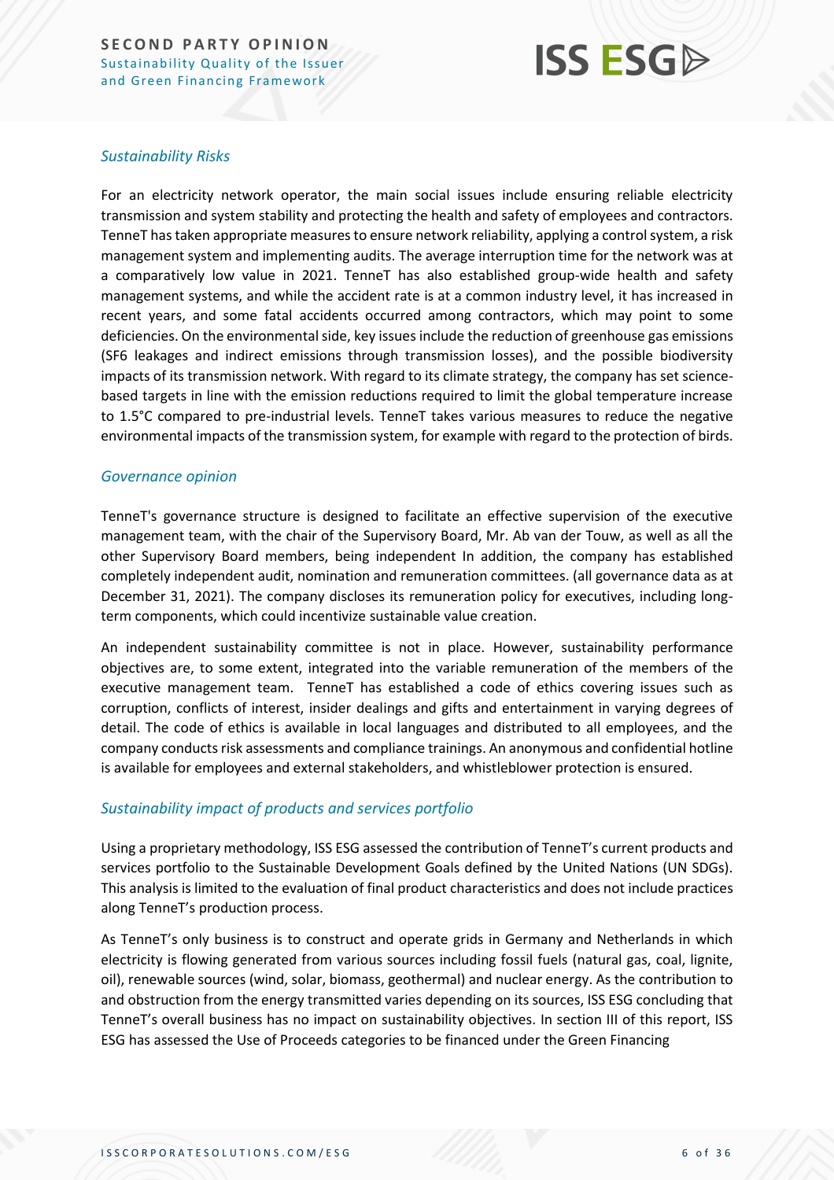### *Sustainability Risks*

For an electricity network operator, the main social issues include ensuring reliable electricity transmission and system stability and protecting the health and safety of employees and contractors. TenneT has taken appropriate measures to ensure network reliability, applying a control system, a risk management system and implementing audits. The average interruption time for the network was at a comparatively low value in 2021. TenneT has also established group-wide health and safety management systems, and while the accident rate is at a common industry level, it has increased in recent years, and some fatal accidents occurred among contractors, which may point to some deficiencies. On the environmental side, key issues include the reduction of greenhouse gas emissions (SF6 leakages and indirect emissions through transmission losses), and the possible biodiversity impacts of its transmission network. With regard to its climate strategy, the company has set science-based targets in line with the emission reductions required to limit the global temperature increase to 1.5°C compared to pre-industrial levels. TenneT takes various measures to reduce the negative environmental impacts of the transmission system, for example with regard to the protection of birds.

### *Governance opinion*

TenneT's governance structure is designed to facilitate an effective supervision of the executive management team, with the chair of the Supervisory Board, Mr. Ab van der Touw, as well as all the other Supervisory Board members, being independent In addition, the company has established completely independent audit, nomination and remuneration committees. (all governance data as at December 31, 2021). The company discloses its remuneration policy for executives, including long-term components, which could incentivize sustainable value creation.

An independent sustainability committee is not in place. However, sustainability performance objectives are, to some extent, integrated into the variable remuneration of the members of the executive management team. TenneT has established a code of ethics covering issues such as corruption, conflicts of interest, insider dealings and gifts and entertainment in varying degrees of detail. The code of ethics is available in local languages and distributed to all employees, and the company conducts risk assessments and compliance trainings. An anonymous and confidential hotline is available for employees and external stakeholders, and whistleblower protection is ensured.

### *Sustainability impact of products and services portfolio*

Using a proprietary methodology, ISS ESG assessed the contribution of TenneT's current products and services portfolio to the Sustainable Development Goals defined by the United Nations (UN SDGs). This analysis is limited to the evaluation of final product characteristics and does not include practices along TenneT's production process.

As TenneT's only business is to construct and operate grids in Germany and Netherlands in which electricity is flowing generated from various sources including fossil fuels (natural gas, coal, lignite, oil), renewable sources (wind, solar, biomass, geothermal) and nuclear energy. As the contribution to and obstruction from the energy transmitted varies depending on its sources, ISS ESG concluding that TenneT's overall business has no impact on sustainability objectives. In section III of this report, ISS ESG has assessed the Use of Proceeds categories to be financed under the Green Financing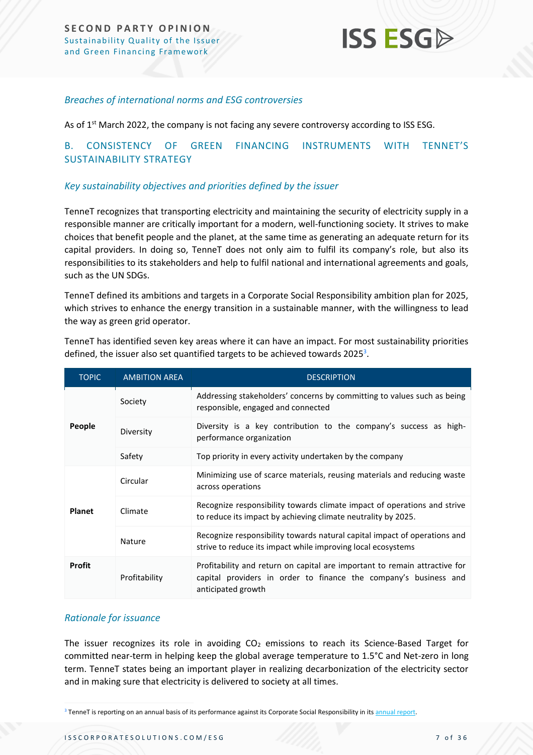*Breaches of international norms and ESG controversies*

As of 1st March 2022, the company is not facing any severe controversy according to ISS ESG.

## B. CONSISTENCY OF GREEN FINANCING INSTRUMENTS WITH TENNET'S SUSTAINABILITY STRATEGY

*Key sustainability objectives and priorities defined by the issuer*

TenneT recognizes that transporting electricity and maintaining the security of electricity supply in a responsible manner are critically important for a modern, well-functioning society. It strives to make choices that benefit people and the planet, at the same time as generating an adequate return for its capital providers. In doing so, TenneT does not only aim to fulfil its company's role, but also its responsibilities to its stakeholders and help to fulfil national and international agreements and goals, such as the UN SDGs.

TenneT defined its ambitions and targets in a Corporate Social Responsibility ambition plan for 2025, which strives to enhance the energy transition in a sustainable manner, with the willingness to lead the way as green grid operator.

TenneT has identified seven key areas where it can have an impact. For most sustainability priorities defined, the issuer also set quantified targets to be achieved towards 2025[3].

| TOPIC | AMBITION AREA | DESCRIPTION |
|---|---|---|
| **People** | Society | Addressing stakeholders' concerns by committing to values such as being responsible, engaged and connected |
| | Diversity | Diversity is a key contribution to the company's success as high-performance organization |
| | Safety | Top priority in every activity undertaken by the company |
| **Planet** | Circular | Minimizing use of scarce materials, reusing materials and reducing waste across operations |
| | Climate | Recognize responsibility towards climate impact of operations and strive to reduce its impact by achieving climate neutrality by 2025. |
| | Nature | Recognize responsibility towards natural capital impact of operations and strive to reduce its impact while improving local ecosystems |
| **Profit** | Profitability | Profitability and return on capital are important to remain attractive for capital providers in order to finance the company's business and anticipated growth |

*Rationale for issuance*

The issuer recognizes its role in avoiding $CO_2$ emissions to reach its Science-Based Target for committed near-term in helping keep the global average temperature to 1.5°C and Net-zero in long term. TenneT states being an important player in realizing decarbonization of the electricity sector and in making sure that electricity is delivered to society at all times.

[3] TenneT is reporting on an annual basis of its performance against its Corporate Social Responsibility in its annual report.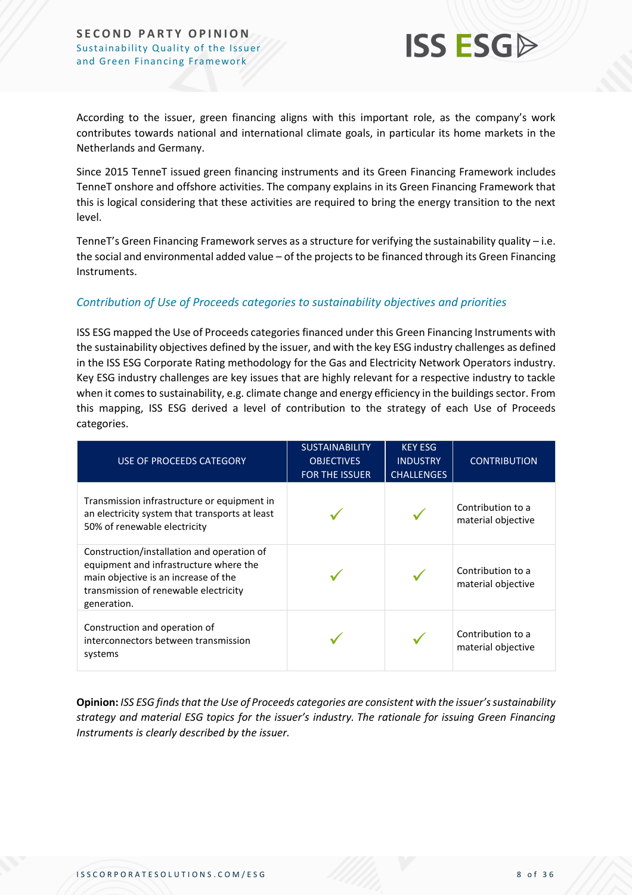According to the issuer, green financing aligns with this important role, as the company's work contributes towards national and international climate goals, in particular its home markets in the Netherlands and Germany.

Since 2015 TenneT issued green financing instruments and its Green Financing Framework includes TenneT onshore and offshore activities. The company explains in its Green Financing Framework that this is logical considering that these activities are required to bring the energy transition to the next level.

TenneT's Green Financing Framework serves as a structure for verifying the sustainability quality – i.e. the social and environmental added value – of the projects to be financed through its Green Financing Instruments.

### *Contribution of Use of Proceeds categories to sustainability objectives and priorities*

ISS ESG mapped the Use of Proceeds categories financed under this Green Financing Instruments with the sustainability objectives defined by the issuer, and with the key ESG industry challenges as defined in the ISS ESG Corporate Rating methodology for the Gas and Electricity Network Operators industry. Key ESG industry challenges are key issues that are highly relevant for a respective industry to tackle when it comes to sustainability, e.g. climate change and energy efficiency in the buildings sector. From this mapping, ISS ESG derived a level of contribution to the strategy of each Use of Proceeds categories.

| USE OF PROCEEDS CATEGORY | SUSTAINABILITY OBJECTIVES FOR THE ISSUER | KEY ESG INDUSTRY CHALLENGES | CONTRIBUTION |
|---|---|---|---|
| Transmission infrastructure or equipment in an electricity system that transports at least 50% of renewable electricity | ✓ | ✓ | Contribution to a material objective |
| Construction/installation and operation of equipment and infrastructure where the main objective is an increase of the transmission of renewable electricity generation. | ✓ | ✓ | Contribution to a material objective |
| Construction and operation of interconnectors between transmission systems | ✓ | ✓ | Contribution to a material objective |

**Opinion:** *ISS ESG finds that the Use of Proceeds categories are consistent with the issuer's sustainability strategy and material ESG topics for the issuer's industry. The rationale for issuing Green Financing Instruments is clearly described by the issuer.*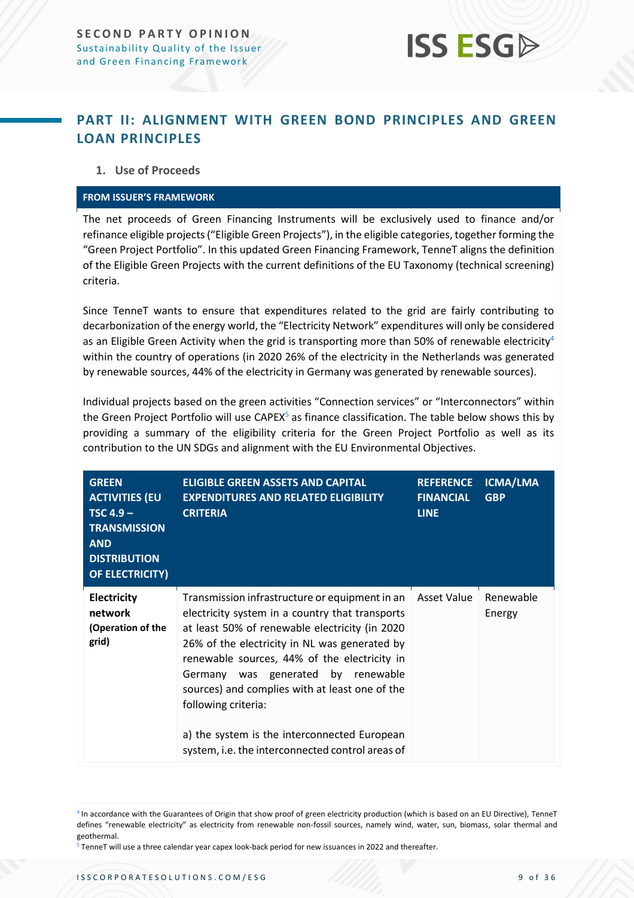## PART II: ALIGNMENT WITH GREEN BOND PRINCIPLES AND GREEN LOAN PRINCIPLES

### 1. Use of Proceeds

**FROM ISSUER'S FRAMEWORK**

The net proceeds of Green Financing Instruments will be exclusively used to finance and/or refinance eligible projects ("Eligible Green Projects"), in the eligible categories, together forming the "Green Project Portfolio". In this updated Green Financing Framework, TenneT aligns the definition of the Eligible Green Projects with the current definitions of the EU Taxonomy (technical screening) criteria.

Since TenneT wants to ensure that expenditures related to the grid are fairly contributing to decarbonization of the energy world, the "Electricity Network" expenditures will only be considered as an Eligible Green Activity when the grid is transporting more than 50% of renewable electricity[4] within the country of operations (in 2020 26% of the electricity in the Netherlands was generated by renewable sources, 44% of the electricity in Germany was generated by renewable sources).

Individual projects based on the green activities "Connection services" or "Interconnectors" within the Green Project Portfolio will use CAPEX[5] as finance classification. The table below shows this by providing a summary of the eligibility criteria for the Green Project Portfolio as well as its contribution to the UN SDGs and alignment with the EU Environmental Objectives.

| GREEN ACTIVITIES (EU TSC 4.9 – TRANSMISSION AND DISTRIBUTION OF ELECTRICITY) | ELIGIBLE GREEN ASSETS AND CAPITAL EXPENDITURES AND RELATED ELIGIBILITY CRITERIA | REFERENCE FINANCIAL LINE | ICMA/LMA GBP |
|---|---|---|---|
| **Electricity network (Operation of the grid)** | Transmission infrastructure or equipment in an electricity system in a country that transports at least 50% of renewable electricity (in 2020 26% of the electricity in NL was generated by renewable sources, 44% of the electricity in Germany was generated by renewable sources) and complies with at least one of the following criteria:<br><br>a) the system is the interconnected European system, i.e. the interconnected control areas of | Asset Value | Renewable Energy |

[4] In accordance with the Guarantees of Origin that show proof of green electricity production (which is based on an EU Directive), TenneT defines "renewable electricity" as electricity from renewable non-fossil sources, namely wind, water, sun, biomass, solar thermal and geothermal.

[5] TenneT will use a three calendar year capex look-back period for new issuances in 2022 and thereafter.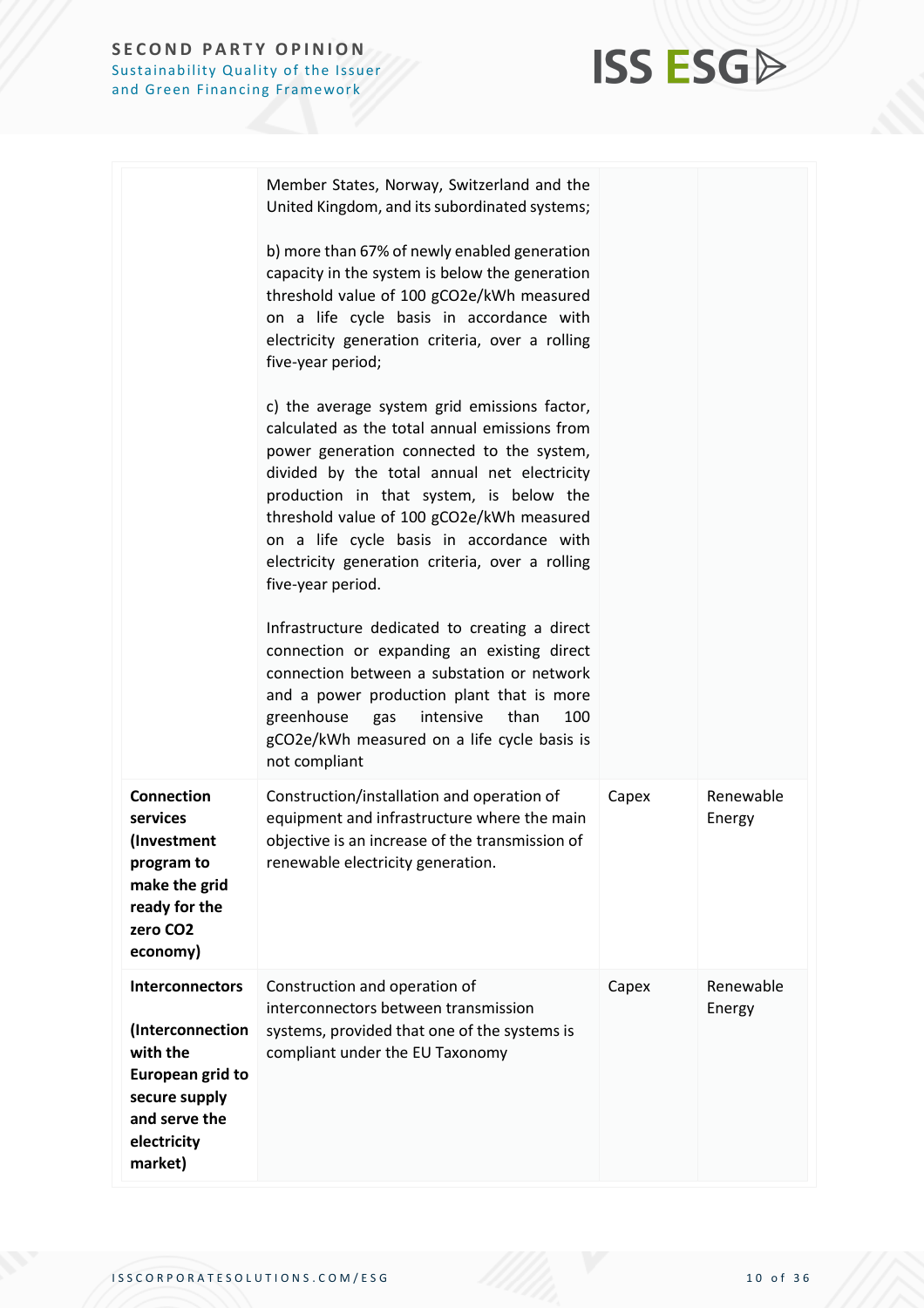| | | | |
|---|---|---|---|
| | Member States, Norway, Switzerland and the United Kingdom, and its subordinated systems;<br><br>b) more than 67% of newly enabled generation capacity in the system is below the generation threshold value of 100 gCO2e/kWh measured on a life cycle basis in accordance with electricity generation criteria, over a rolling five-year period;<br><br>c) the average system grid emissions factor, calculated as the total annual emissions from power generation connected to the system, divided by the total annual net electricity production in that system, is below the threshold value of 100 gCO2e/kWh measured on a life cycle basis in accordance with electricity generation criteria, over a rolling five-year period.<br><br>Infrastructure dedicated to creating a direct connection or expanding an existing direct connection between a substation or network and a power production plant that is more greenhouse gas intensive than 100 gCO2e/kWh measured on a life cycle basis is not compliant | | |
| **Connection services (Investment program to make the grid ready for the zero CO2 economy)** | Construction/installation and operation of equipment and infrastructure where the main objective is an increase of the transmission of renewable electricity generation. | Capex | Renewable Energy |
| **Interconnectors**<br><br>**(Interconnection with the European grid to secure supply and serve the electricity market)** | Construction and operation of interconnectors between transmission systems, provided that one of the systems is compliant under the EU Taxonomy | Capex | Renewable Energy |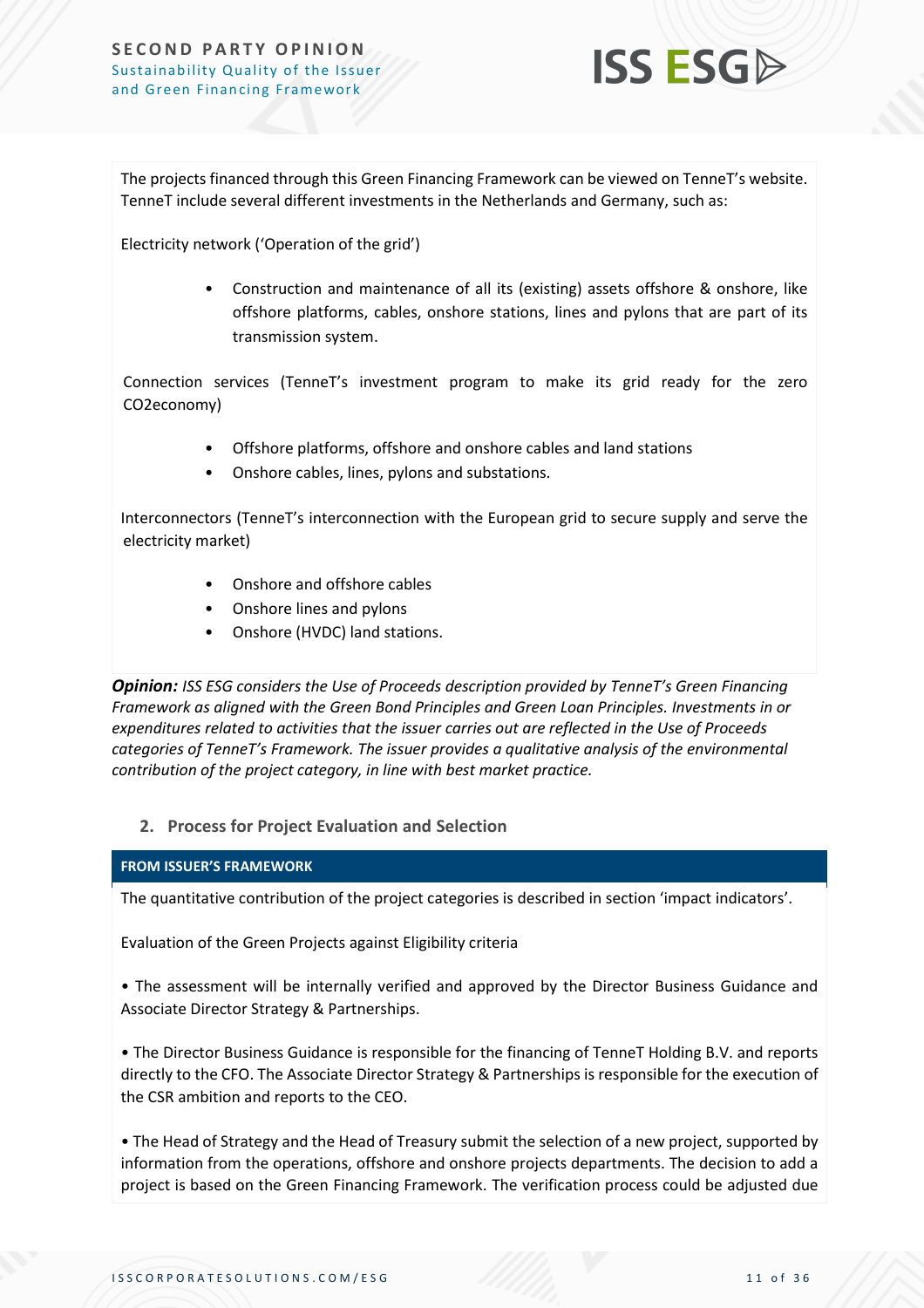The projects financed through this Green Financing Framework can be viewed on TenneT's website. TenneT include several different investments in the Netherlands and Germany, such as:

Electricity network ('Operation of the grid')

- Construction and maintenance of all its (existing) assets offshore & onshore, like offshore platforms, cables, onshore stations, lines and pylons that are part of its transmission system.

Connection services (TenneT's investment program to make its grid ready for the zero CO2economy)

- Offshore platforms, offshore and onshore cables and land stations
- Onshore cables, lines, pylons and substations.

Interconnectors (TenneT's interconnection with the European grid to secure supply and serve the electricity market)

- Onshore and offshore cables
- Onshore lines and pylons
- Onshore (HVDC) land stations.

***Opinion:*** *ISS ESG considers the Use of Proceeds description provided by TenneT's Green Financing Framework as aligned with the Green Bond Principles and Green Loan Principles. Investments in or expenditures related to activities that the issuer carries out are reflected in the Use of Proceeds categories of TenneT's Framework. The issuer provides a qualitative analysis of the environmental contribution of the project category, in line with best market practice.*

## 2. Process for Project Evaluation and Selection

**FROM ISSUER'S FRAMEWORK**

The quantitative contribution of the project categories is described in section 'impact indicators'.

Evaluation of the Green Projects against Eligibility criteria

• The assessment will be internally verified and approved by the Director Business Guidance and Associate Director Strategy & Partnerships.

• The Director Business Guidance is responsible for the financing of TenneT Holding B.V. and reports directly to the CFO. The Associate Director Strategy & Partnerships is responsible for the execution of the CSR ambition and reports to the CEO.

• The Head of Strategy and the Head of Treasury submit the selection of a new project, supported by information from the operations, offshore and onshore projects departments. The decision to add a project is based on the Green Financing Framework. The verification process could be adjusted due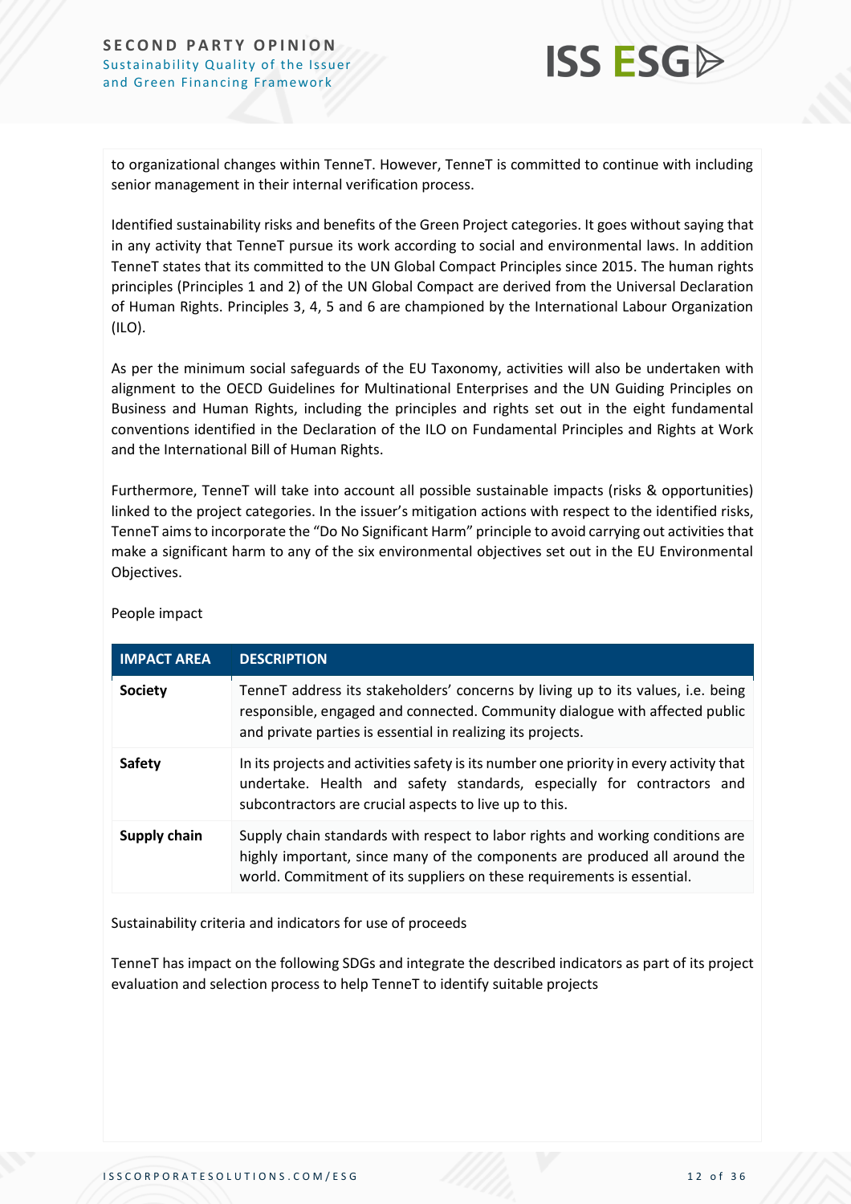to organizational changes within TenneT. However, TenneT is committed to continue with including senior management in their internal verification process.

Identified sustainability risks and benefits of the Green Project categories. It goes without saying that in any activity that TenneT pursue its work according to social and environmental laws. In addition TenneT states that its committed to the UN Global Compact Principles since 2015. The human rights principles (Principles 1 and 2) of the UN Global Compact are derived from the Universal Declaration of Human Rights. Principles 3, 4, 5 and 6 are championed by the International Labour Organization (ILO).

As per the minimum social safeguards of the EU Taxonomy, activities will also be undertaken with alignment to the OECD Guidelines for Multinational Enterprises and the UN Guiding Principles on Business and Human Rights, including the principles and rights set out in the eight fundamental conventions identified in the Declaration of the ILO on Fundamental Principles and Rights at Work and the International Bill of Human Rights.

Furthermore, TenneT will take into account all possible sustainable impacts (risks & opportunities) linked to the project categories. In the issuer's mitigation actions with respect to the identified risks, TenneT aims to incorporate the "Do No Significant Harm" principle to avoid carrying out activities that make a significant harm to any of the six environmental objectives set out in the EU Environmental Objectives.

People impact

| IMPACT AREA | DESCRIPTION |
|---|---|
| **Society** | TenneT address its stakeholders' concerns by living up to its values, i.e. being responsible, engaged and connected. Community dialogue with affected public and private parties is essential in realizing its projects. |
| **Safety** | In its projects and activities safety is its number one priority in every activity that undertake. Health and safety standards, especially for contractors and subcontractors are crucial aspects to live up to this. |
| **Supply chain** | Supply chain standards with respect to labor rights and working conditions are highly important, since many of the components are produced all around the world. Commitment of its suppliers on these requirements is essential. |

Sustainability criteria and indicators for use of proceeds

TenneT has impact on the following SDGs and integrate the described indicators as part of its project evaluation and selection process to help TenneT to identify suitable projects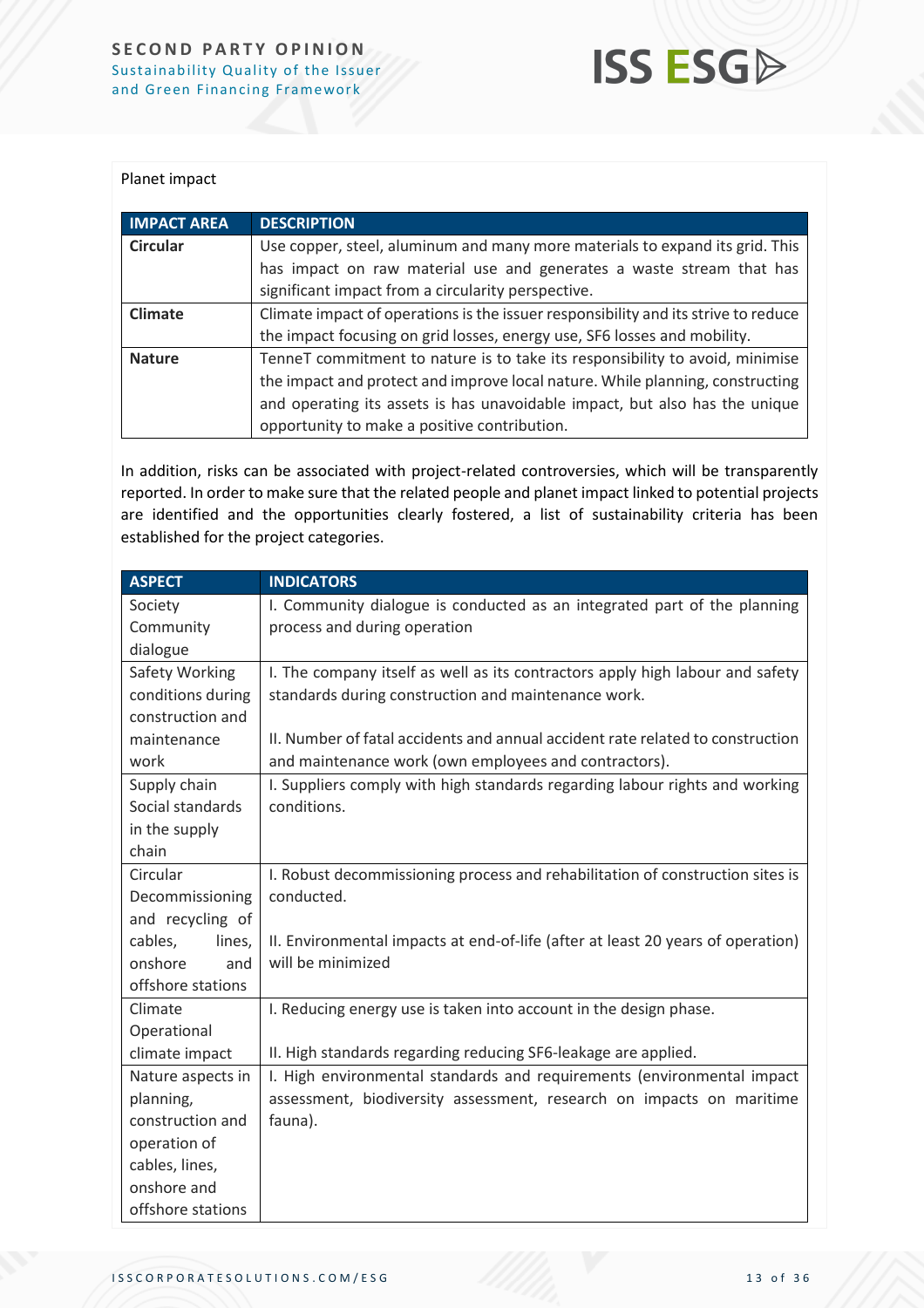Planet impact

| IMPACT AREA | DESCRIPTION |
|---|---|
| **Circular** | Use copper, steel, aluminum and many more materials to expand its grid. This has impact on raw material use and generates a waste stream that has significant impact from a circularity perspective. |
| **Climate** | Climate impact of operations is the issuer responsibility and its strive to reduce the impact focusing on grid losses, energy use, SF6 losses and mobility. |
| **Nature** | TenneT commitment to nature is to take its responsibility to avoid, minimise the impact and protect and improve local nature. While planning, constructing and operating its assets is has unavoidable impact, but also has the unique opportunity to make a positive contribution. |

In addition, risks can be associated with project-related controversies, which will be transparently reported. In order to make sure that the related people and planet impact linked to potential projects are identified and the opportunities clearly fostered, a list of sustainability criteria has been established for the project categories.

| ASPECT | INDICATORS |
|---|---|
| Society Community dialogue | I. Community dialogue is conducted as an integrated part of the planning process and during operation |
| Safety Working conditions during construction and maintenance work | I. The company itself as well as its contractors apply high labour and safety standards during construction and maintenance work.<br><br>II. Number of fatal accidents and annual accident rate related to construction and maintenance work (own employees and contractors). |
| Supply chain Social standards in the supply chain | I. Suppliers comply with high standards regarding labour rights and working conditions. |
| Circular Decommissioning and recycling of cables, lines, onshore and offshore stations | I. Robust decommissioning process and rehabilitation of construction sites is conducted.<br><br>II. Environmental impacts at end-of-life (after at least 20 years of operation) will be minimized |
| Climate Operational climate impact | I. Reducing energy use is taken into account in the design phase.<br><br>II. High standards regarding reducing SF6-leakage are applied. |
| Nature aspects in planning, construction and operation of cables, lines, onshore and offshore stations | I. High environmental standards and requirements (environmental impact assessment, biodiversity assessment, research on impacts on maritime fauna). |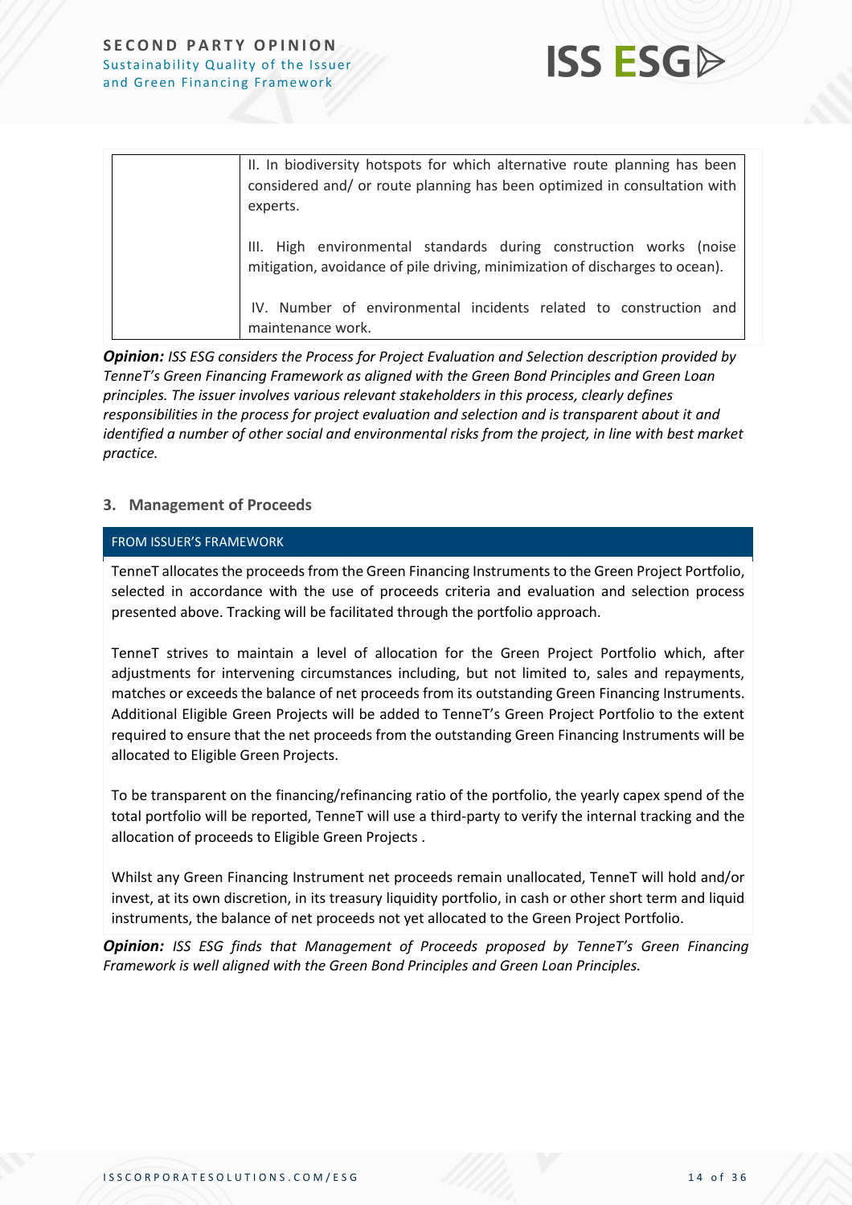| | |
|---|---|
| | II. In biodiversity hotspots for which alternative route planning has been considered and/ or route planning has been optimized in consultation with experts.<br><br>III. High environmental standards during construction works (noise mitigation, avoidance of pile driving, minimization of discharges to ocean).<br><br>IV. Number of environmental incidents related to construction and maintenance work. |

***Opinion:*** *ISS ESG considers the Process for Project Evaluation and Selection description provided by TenneT's Green Financing Framework as aligned with the Green Bond Principles and Green Loan principles. The issuer involves various relevant stakeholders in this process, clearly defines responsibilities in the process for project evaluation and selection and is transparent about it and identified a number of other social and environmental risks from the project, in line with best market practice.*

### 3. Management of Proceeds

**FROM ISSUER'S FRAMEWORK**

TenneT allocates the proceeds from the Green Financing Instruments to the Green Project Portfolio, selected in accordance with the use of proceeds criteria and evaluation and selection process presented above. Tracking will be facilitated through the portfolio approach.

TenneT strives to maintain a level of allocation for the Green Project Portfolio which, after adjustments for intervening circumstances including, but not limited to, sales and repayments, matches or exceeds the balance of net proceeds from its outstanding Green Financing Instruments. Additional Eligible Green Projects will be added to TenneT's Green Project Portfolio to the extent required to ensure that the net proceeds from the outstanding Green Financing Instruments will be allocated to Eligible Green Projects.

To be transparent on the financing/refinancing ratio of the portfolio, the yearly capex spend of the total portfolio will be reported, TenneT will use a third-party to verify the internal tracking and the allocation of proceeds to Eligible Green Projects .

Whilst any Green Financing Instrument net proceeds remain unallocated, TenneT will hold and/or invest, at its own discretion, in its treasury liquidity portfolio, in cash or other short term and liquid instruments, the balance of net proceeds not yet allocated to the Green Project Portfolio.

***Opinion:*** *ISS ESG finds that Management of Proceeds proposed by TenneT's Green Financing Framework is well aligned with the Green Bond Principles and Green Loan Principles.*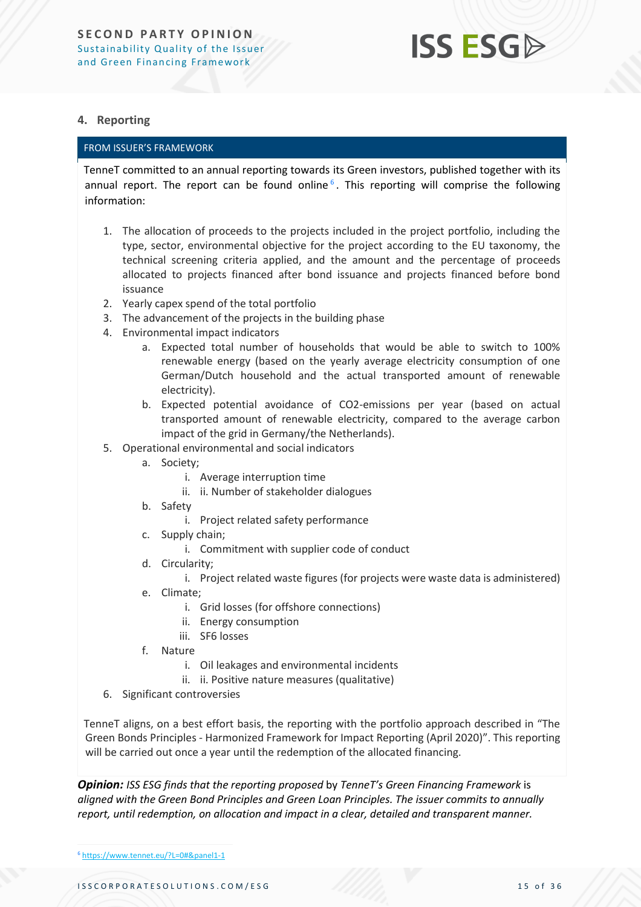## 4. Reporting

**FROM ISSUER'S FRAMEWORK**

TenneT committed to an annual reporting towards its Green investors, published together with its annual report. The report can be found online[6]. This reporting will comprise the following information:

1. The allocation of proceeds to the projects included in the project portfolio, including the type, sector, environmental objective for the project according to the EU taxonomy, the technical screening criteria applied, and the amount and the percentage of proceeds allocated to projects financed after bond issuance and projects financed before bond issuance
2. Yearly capex spend of the total portfolio
3. The advancement of the projects in the building phase
4. Environmental impact indicators
    a. Expected total number of households that would be able to switch to 100% renewable energy (based on the yearly average electricity consumption of one German/Dutch household and the actual transported amount of renewable electricity).
    b. Expected potential avoidance of CO2-emissions per year (based on actual transported amount of renewable electricity, compared to the average carbon impact of the grid in Germany/the Netherlands).
5. Operational environmental and social indicators
    a. Society;
        i. Average interruption time
        ii. ii. Number of stakeholder dialogues
    b. Safety
        i. Project related safety performance
    c. Supply chain;
        i. Commitment with supplier code of conduct
    d. Circularity;
        i. Project related waste figures (for projects were waste data is administered)
    e. Climate;
        i. Grid losses (for offshore connections)
        ii. Energy consumption
        iii. SF6 losses
    f. Nature
        i. Oil leakages and environmental incidents
        ii. ii. Positive nature measures (qualitative)
6. Significant controversies

TenneT aligns, on a best effort basis, the reporting with the portfolio approach described in "The Green Bonds Principles - Harmonized Framework for Impact Reporting (April 2020)". This reporting will be carried out once a year until the redemption of the allocated financing.

***Opinion:*** *ISS ESG finds that the reporting proposed by TenneT's Green Financing Framework is aligned with the Green Bond Principles and Green Loan Principles. The issuer commits to annually report, until redemption, on allocation and impact in a clear, detailed and transparent manner.*

[6] https://www.tennet.eu/?L=0#&panel1-1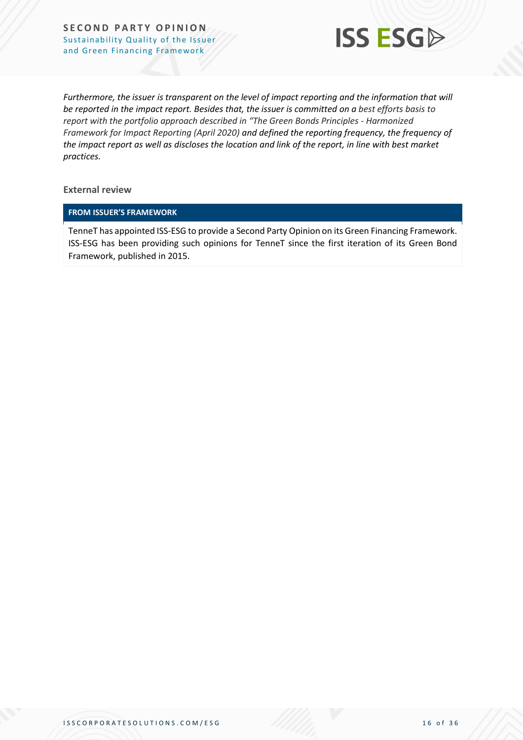*Furthermore, the issuer is transparent on the level of impact reporting and the information that will be reported in the impact report. Besides that, the issuer is committed on a best efforts basis to report with the portfolio approach described in "The Green Bonds Principles - Harmonized Framework for Impact Reporting (April 2020) and defined the reporting frequency, the frequency of the impact report as well as discloses the location and link of the report, in line with best market practices.*

### External review

| FROM ISSUER'S FRAMEWORK |
|---|
| TenneT has appointed ISS-ESG to provide a Second Party Opinion on its Green Financing Framework. ISS-ESG has been providing such opinions for TenneT since the first iteration of its Green Bond Framework, published in 2015. |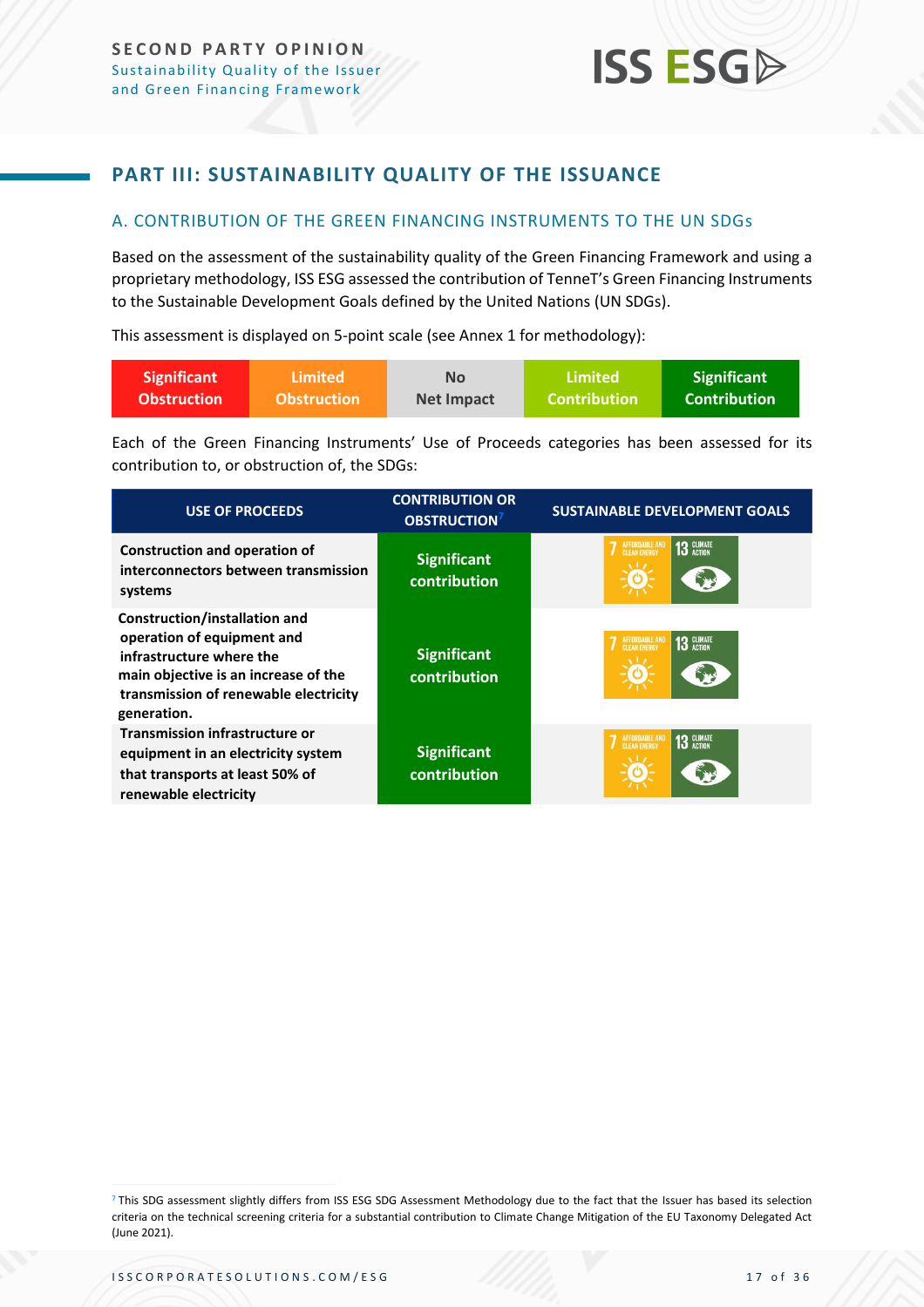## PART III: SUSTAINABILITY QUALITY OF THE ISSUANCE

### A. CONTRIBUTION OF THE GREEN FINANCING INSTRUMENTS TO THE UN SDGs

Based on the assessment of the sustainability quality of the Green Financing Framework and using a proprietary methodology, ISS ESG assessed the contribution of TenneT's Green Financing Instruments to the Sustainable Development Goals defined by the United Nations (UN SDGs).

This assessment is displayed on 5-point scale (see Annex 1 for methodology):

| Significant Obstruction | Limited Obstruction | No Net Impact | Limited Contribution | Significant Contribution |
|---|---|---|---|---|

Each of the Green Financing Instruments' Use of Proceeds categories has been assessed for its contribution to, or obstruction of, the SDGs:

| USE OF PROCEEDS | CONTRIBUTION OR OBSTRUCTION[7] | SUSTAINABLE DEVELOPMENT GOALS |
|---|---|---|
| **Construction and operation of interconnectors between transmission systems** | Significant contribution | 7 Affordable and Clean Energy; 13 Climate Action |
| **Construction/installation and operation of equipment and infrastructure where the main objective is an increase of the transmission of renewable electricity generation.** | Significant contribution | 7 Affordable and Clean Energy; 13 Climate Action |
| **Transmission infrastructure or equipment in an electricity system that transports at least 50% of renewable electricity** | Significant contribution | 7 Affordable and Clean Energy; 13 Climate Action |

[7] This SDG assessment slightly differs from ISS ESG SDG Assessment Methodology due to the fact that the Issuer has based its selection criteria on the technical screening criteria for a substantial contribution to Climate Change Mitigation of the EU Taxonomy Delegated Act (June 2021).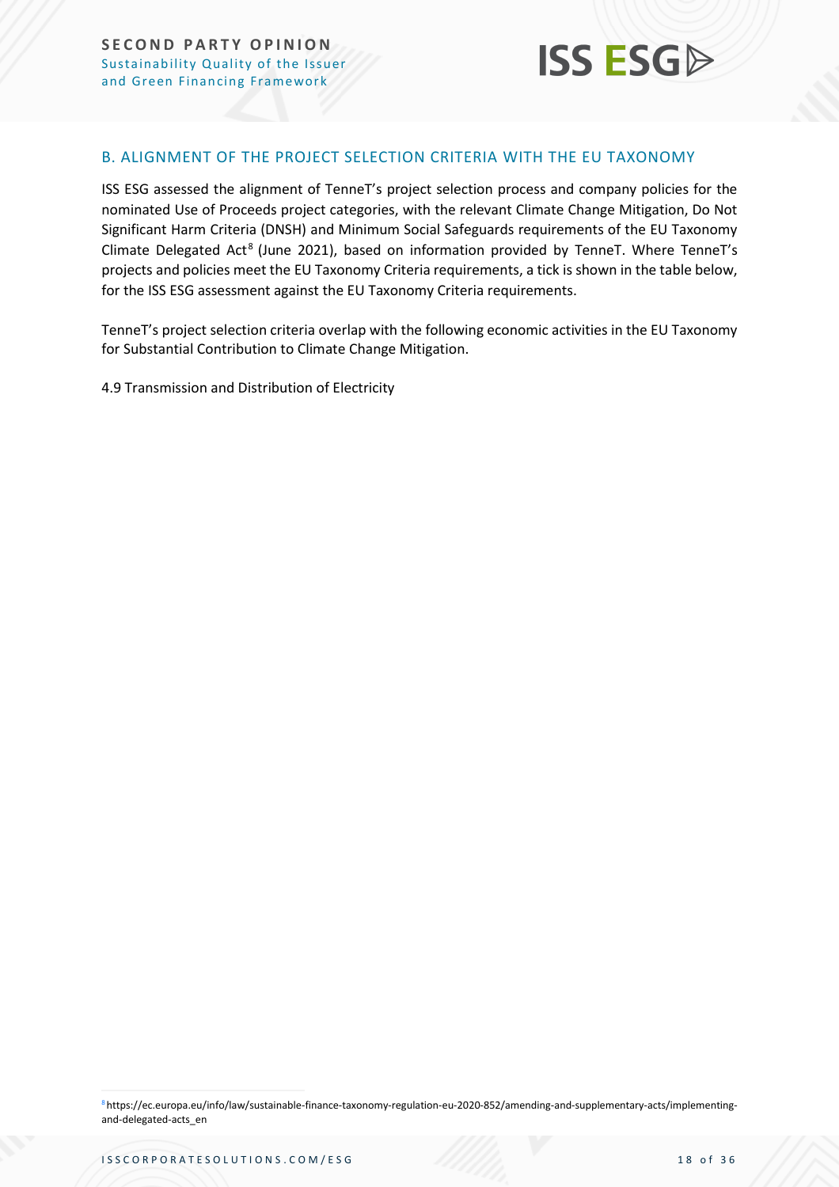## B. ALIGNMENT OF THE PROJECT SELECTION CRITERIA WITH THE EU TAXONOMY

ISS ESG assessed the alignment of TenneT's project selection process and company policies for the nominated Use of Proceeds project categories, with the relevant Climate Change Mitigation, Do Not Significant Harm Criteria (DNSH) and Minimum Social Safeguards requirements of the EU Taxonomy Climate Delegated Act[8] (June 2021), based on information provided by TenneT. Where TenneT's projects and policies meet the EU Taxonomy Criteria requirements, a tick is shown in the table below, for the ISS ESG assessment against the EU Taxonomy Criteria requirements.

TenneT's project selection criteria overlap with the following economic activities in the EU Taxonomy for Substantial Contribution to Climate Change Mitigation.

4.9 Transmission and Distribution of Electricity

[8] https://ec.europa.eu/info/law/sustainable-finance-taxonomy-regulation-eu-2020-852/amending-and-supplementary-acts/implementing-and-delegated-acts_en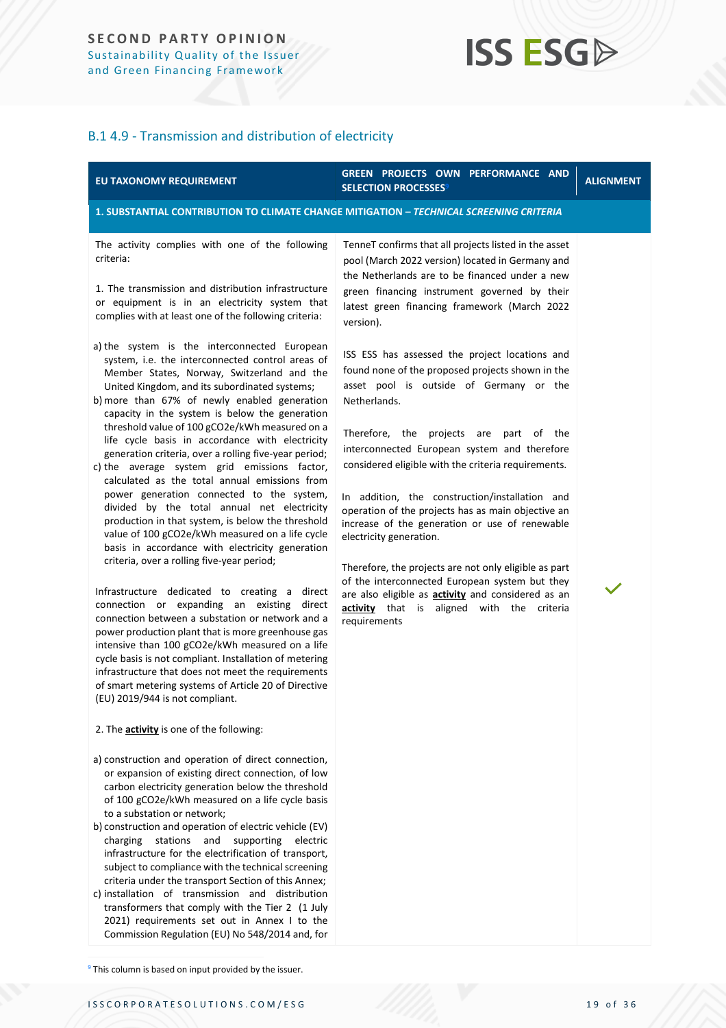## B.1 4.9 - Transmission and distribution of electricity

| EU TAXONOMY REQUIREMENT | GREEN PROJECTS OWN PERFORMANCE AND SELECTION PROCESSES[9] | ALIGNMENT |
|---|---|---|
| **1. SUBSTANTIAL CONTRIBUTION TO CLIMATE CHANGE MITIGATION – *TECHNICAL SCREENING CRITERIA*** | | |
| The activity complies with one of the following criteria:<br><br>1. The transmission and distribution infrastructure or equipment is in an electricity system that complies with at least one of the following criteria:<br><br>a) the system is the interconnected European system, i.e. the interconnected control areas of Member States, Norway, Switzerland and the United Kingdom, and its subordinated systems;<br>b) more than 67% of newly enabled generation capacity in the system is below the generation threshold value of 100 gCO2e/kWh measured on a life cycle basis in accordance with electricity generation criteria, over a rolling five-year period;<br>c) the average system grid emissions factor, calculated as the total annual emissions from power generation connected to the system, divided by the total annual net electricity production in that system, is below the threshold value of 100 gCO2e/kWh measured on a life cycle basis in accordance with electricity generation criteria, over a rolling five-year period;<br><br>Infrastructure dedicated to creating a direct connection or expanding an existing direct connection between a substation or network and a power production plant that is more greenhouse gas intensive than 100 gCO2e/kWh measured on a life cycle basis is not compliant. Installation of metering infrastructure that does not meet the requirements of smart metering systems of Article 20 of Directive (EU) 2019/944 is not compliant.<br><br>2. The **activity** is one of the following:<br><br>a) construction and operation of direct connection, or expansion of existing direct connection, of low carbon electricity generation below the threshold of 100 gCO2e/kWh measured on a life cycle basis to a substation or network;<br>b) construction and operation of electric vehicle (EV) charging stations and supporting electric infrastructure for the electrification of transport, subject to compliance with the technical screening criteria under the transport Section of this Annex;<br>c) installation of transmission and distribution transformers that comply with the Tier 2 (1 July 2021) requirements set out in Annex I to the Commission Regulation (EU) No 548/2014 and, for | TenneT confirms that all projects listed in the asset pool (March 2022 version) located in Germany and the Netherlands are to be financed under a new green financing instrument governed by their latest green financing framework (March 2022 version).<br><br>ISS ESS has assessed the project locations and found none of the proposed projects shown in the asset pool is outside of Germany or the Netherlands.<br><br>Therefore, the projects are part of the interconnected European system and therefore considered eligible with the criteria requirements.<br><br>In addition, the construction/installation and operation of the projects has as main objective an increase of the generation or use of renewable electricity generation.<br><br>Therefore, the projects are not only eligible as part of the interconnected European system but they are also eligible as **activity** and considered as an **activity** that is aligned with the criteria requirements | ✓ |

[9] This column is based on input provided by the issuer.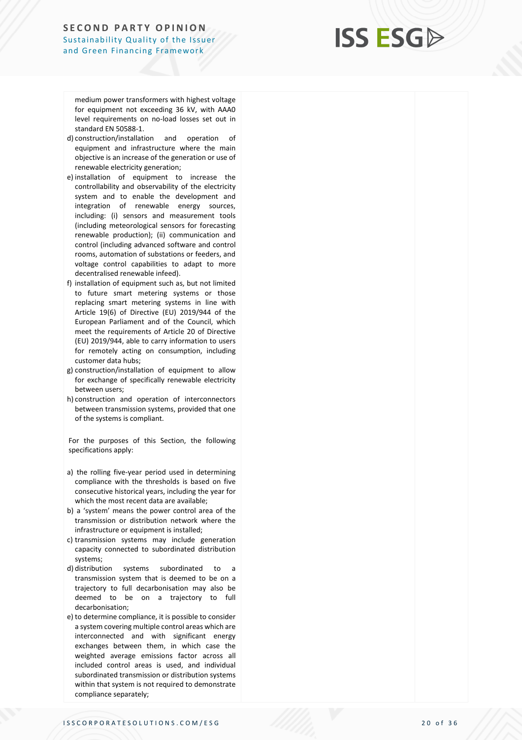| | | |
|---|---|---|
| medium power transformers with highest voltage for equipment not exceeding 36 kV, with AAA0 level requirements on no-load losses set out in standard EN 50588-1.<br>d) construction/installation and operation of equipment and infrastructure where the main objective is an increase of the generation or use of renewable electricity generation;<br>e) installation of equipment to increase the controllability and observability of the electricity system and to enable the development and integration of renewable energy sources, including: (i) sensors and measurement tools (including meteorological sensors for forecasting renewable production); (ii) communication and control (including advanced software and control rooms, automation of substations or feeders, and voltage control capabilities to adapt to more decentralised renewable infeed).<br>f) installation of equipment such as, but not limited to future smart metering systems or those replacing smart metering systems in line with Article 19(6) of Directive (EU) 2019/944 of the European Parliament and of the Council, which meet the requirements of Article 20 of Directive (EU) 2019/944, able to carry information to users for remotely acting on consumption, including customer data hubs;<br>g) construction/installation of equipment to allow for exchange of specifically renewable electricity between users;<br>h) construction and operation of interconnectors between transmission systems, provided that one of the systems is compliant.<br><br>For the purposes of this Section, the following specifications apply:<br><br>a) the rolling five-year period used in determining compliance with the thresholds is based on five consecutive historical years, including the year for which the most recent data are available;<br>b) a 'system' means the power control area of the transmission or distribution network where the infrastructure or equipment is installed;<br>c) transmission systems may include generation capacity connected to subordinated distribution systems;<br>d) distribution systems subordinated to a transmission system that is deemed to be on a trajectory to full decarbonisation may also be deemed to be on a trajectory to full decarbonisation;<br>e) to determine compliance, it is possible to consider a system covering multiple control areas which are interconnected and with significant energy exchanges between them, in which case the weighted average emissions factor across all included control areas is used, and individual subordinated transmission or distribution systems within that system is not required to demonstrate compliance separately; | | |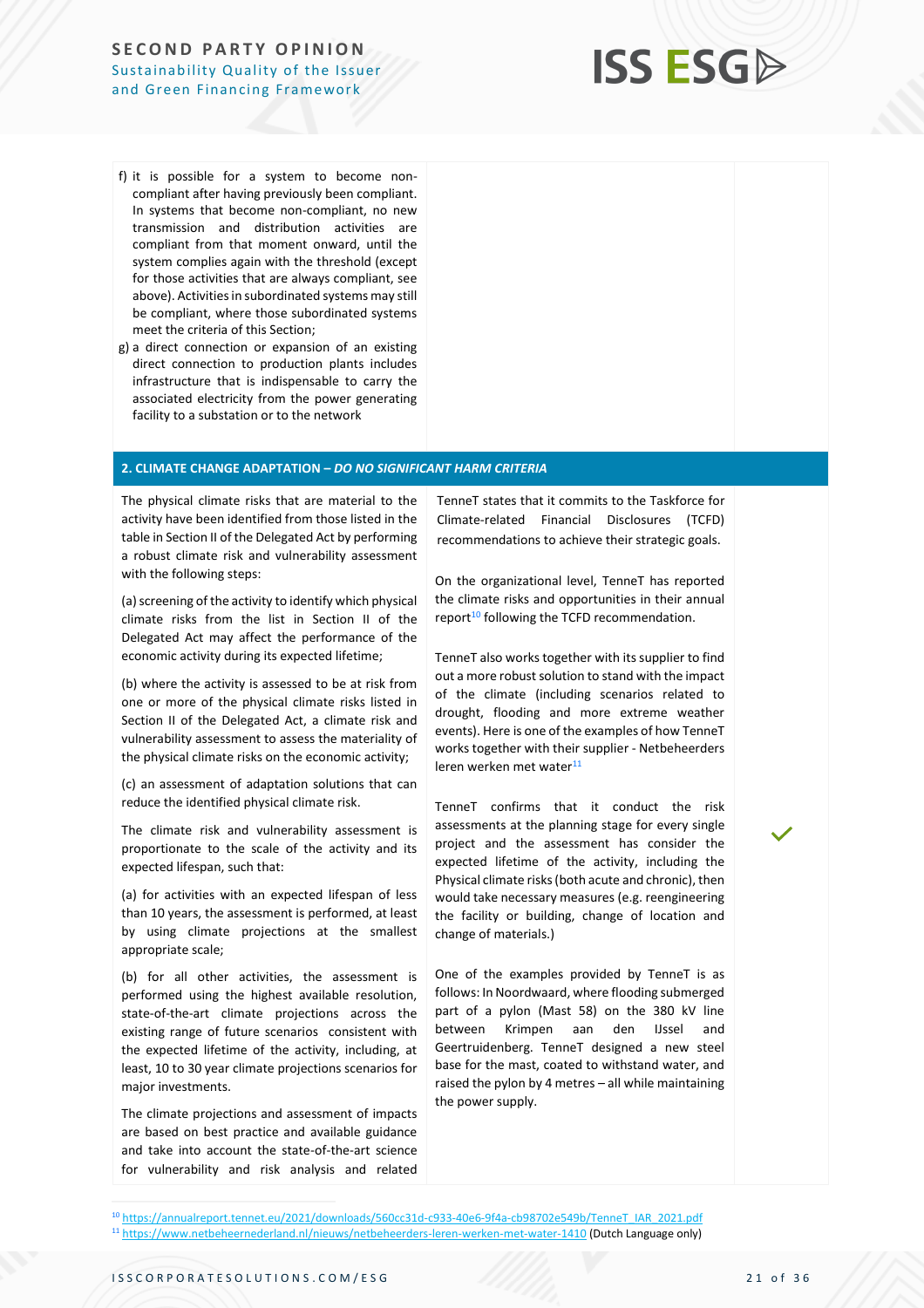| | | |
|---|---|---|
| f) it is possible for a system to become non-compliant after having previously been compliant. In systems that become non-compliant, no new transmission and distribution activities are compliant from that moment onward, until the system complies again with the threshold (except for those activities that are always compliant, see above). Activities in subordinated systems may still be compliant, where those subordinated systems meet the criteria of this Section;<br>g) a direct connection or expansion of an existing direct connection to production plants includes infrastructure that is indispensable to carry the associated electricity from the power generating facility to a substation or to the network | | |
| **2. CLIMATE CHANGE ADAPTATION – *DO NO SIGNIFICANT HARM CRITERIA*** | | |
| The physical climate risks that are material to the activity have been identified from those listed in the table in Section II of the Delegated Act by performing a robust climate risk and vulnerability assessment with the following steps:<br><br>(a) screening of the activity to identify which physical climate risks from the list in Section II of the Delegated Act may affect the performance of the economic activity during its expected lifetime;<br><br>(b) where the activity is assessed to be at risk from one or more of the physical climate risks listed in Section II of the Delegated Act, a climate risk and vulnerability assessment to assess the materiality of the physical climate risks on the economic activity;<br><br>(c) an assessment of adaptation solutions that can reduce the identified physical climate risk.<br><br>The climate risk and vulnerability assessment is proportionate to the scale of the activity and its expected lifespan, such that:<br><br>(a) for activities with an expected lifespan of less than 10 years, the assessment is performed, at least by using climate projections at the smallest appropriate scale;<br><br>(b) for all other activities, the assessment is performed using the highest available resolution, state-of-the-art climate projections across the existing range of future scenarios consistent with the expected lifetime of the activity, including, at least, 10 to 30 year climate projections scenarios for major investments.<br><br>The climate projections and assessment of impacts are based on best practice and available guidance and take into account the state-of-the-art science for vulnerability and risk analysis and related | TenneT states that it commits to the Taskforce for Climate-related Financial Disclosures (TCFD) recommendations to achieve their strategic goals.<br><br>On the organizational level, TenneT has reported the climate risks and opportunities in their annual report[10] following the TCFD recommendation.<br><br>TenneT also works together with its supplier to find out a more robust solution to stand with the impact of the climate (including scenarios related to drought, flooding and more extreme weather events). Here is one of the examples of how TenneT works together with their supplier - Netbeheerders leren werken met water[11]<br><br>TenneT confirms that it conduct the risk assessments at the planning stage for every single project and the assessment has consider the expected lifetime of the activity, including the Physical climate risks (both acute and chronic), then would take necessary measures (e.g. reengineering the facility or building, change of location and change of materials.)<br><br>One of the examples provided by TenneT is as follows: In Noordwaard, where flooding submerged part of a pylon (Mast 58) on the 380 kV line between Krimpen aan den IJssel and Geertruidenberg. TenneT designed a new steel base for the mast, coated to withstand water, and raised the pylon by 4 metres – all while maintaining the power supply. | ✓ |

[10] https://annualreport.tennet.eu/2021/downloads/560cc31d-c933-40e6-9f4a-cb98702e549b/TenneT_IAR_2021.pdf

[11] https://www.netbeheernederland.nl/nieuws/netbeheerders-leren-werken-met-water-1410 (Dutch Language only)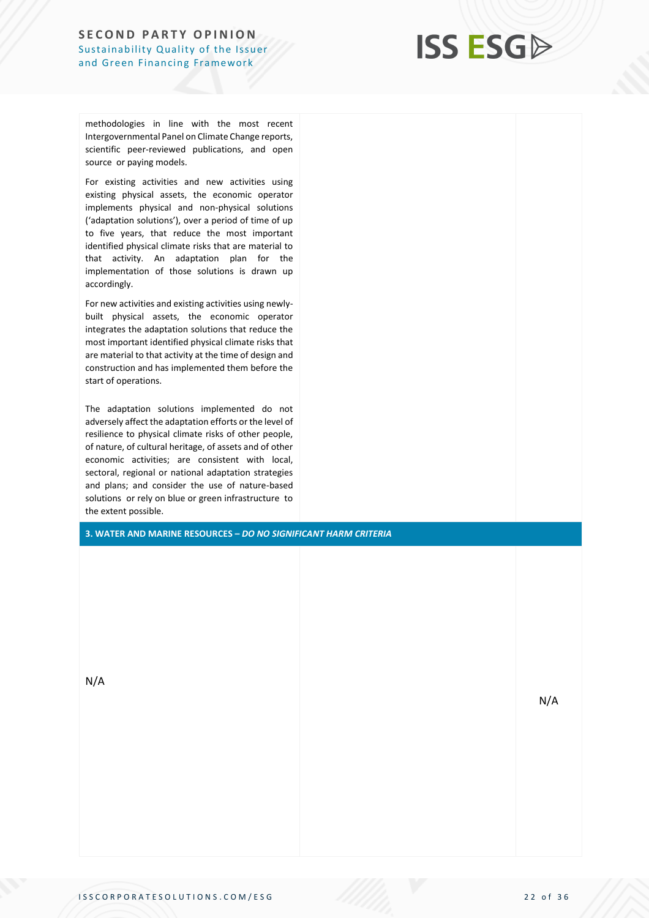| | | |
|---|---|---|
| methodologies in line with the most recent Intergovernmental Panel on Climate Change reports, scientific peer-reviewed publications, and open source or paying models.<br><br>For existing activities and new activities using existing physical assets, the economic operator implements physical and non-physical solutions ('adaptation solutions'), over a period of time of up to five years, that reduce the most important identified physical climate risks that are material to that activity. An adaptation plan for the implementation of those solutions is drawn up accordingly.<br><br>For new activities and existing activities using newly-built physical assets, the economic operator integrates the adaptation solutions that reduce the most important identified physical climate risks that are material to that activity at the time of design and construction and has implemented them before the start of operations.<br><br>The adaptation solutions implemented do not adversely affect the adaptation efforts or the level of resilience to physical climate risks of other people, of nature, of cultural heritage, of assets and of other economic activities; are consistent with local, sectoral, regional or national adaptation strategies and plans; and consider the use of nature-based solutions or rely on blue or green infrastructure to the extent possible. | | |
| **3. WATER AND MARINE RESOURCES – *DO NO SIGNIFICANT HARM CRITERIA*** | | |
| N/A | | N/A |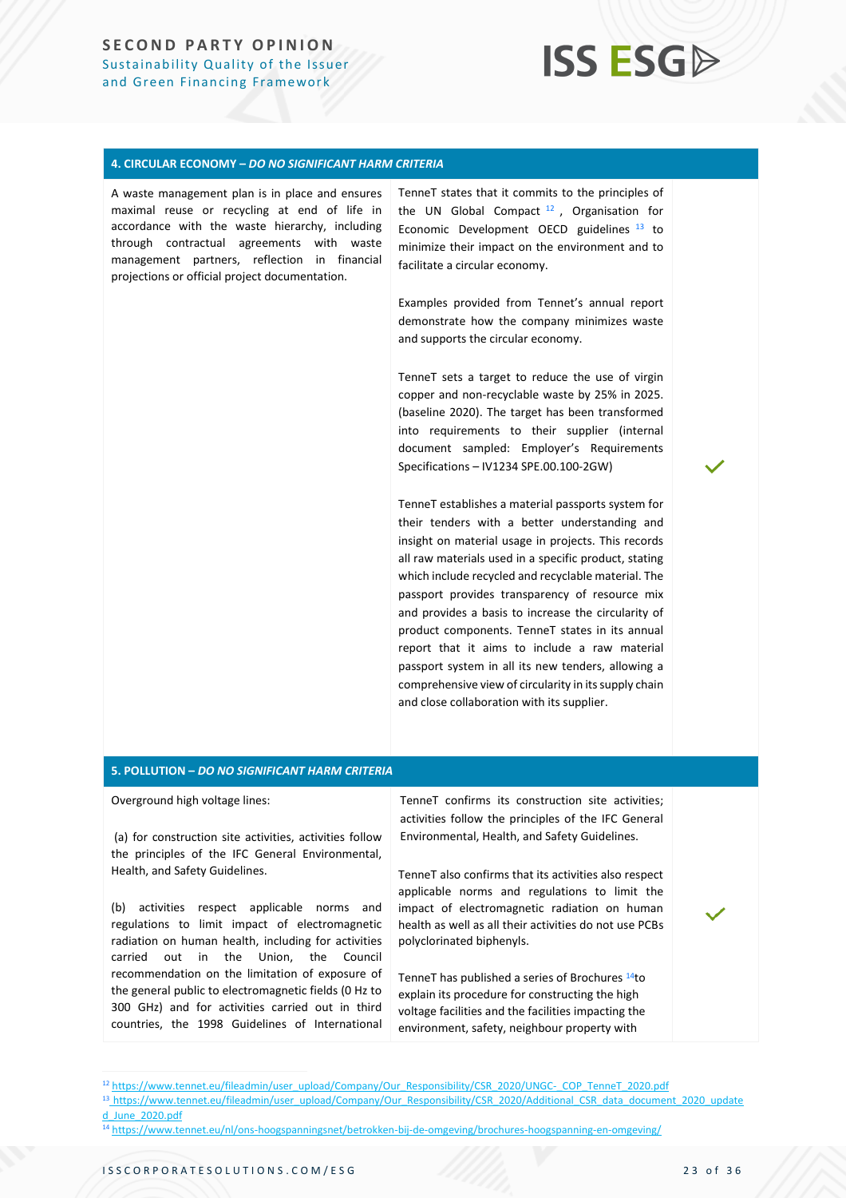| 4. CIRCULAR ECONOMY – *DO NO SIGNIFICANT HARM CRITERIA* | | |
|---|---|---|
| A waste management plan is in place and ensures maximal reuse or recycling at end of life in accordance with the waste hierarchy, including through contractual agreements with waste management partners, reflection in financial projections or official project documentation. | TenneT states that it commits to the principles of the UN Global Compact [12], Organisation for Economic Development OECD guidelines [13] to minimize their impact on the environment and to facilitate a circular economy.<br><br>Examples provided from Tennet's annual report demonstrate how the company minimizes waste and supports the circular economy.<br><br>TenneT sets a target to reduce the use of virgin copper and non-recyclable waste by 25% in 2025. (baseline 2020). The target has been transformed into requirements to their supplier (internal document sampled: Employer's Requirements Specifications – IV1234 SPE.00.100-2GW)<br><br>TenneT establishes a material passports system for their tenders with a better understanding and insight on material usage in projects. This records all raw materials used in a specific product, stating which include recycled and recyclable material. The passport provides transparency of resource mix and provides a basis to increase the circularity of product components. TenneT states in its annual report that it aims to include a raw material passport system in all its new tenders, allowing a comprehensive view of circularity in its supply chain and close collaboration with its supplier. | ✓ |

| 5. POLLUTION – *DO NO SIGNIFICANT HARM CRITERIA* | | |
|---|---|---|
| Overground high voltage lines:<br><br>(a) for construction site activities, activities follow the principles of the IFC General Environmental, Health, and Safety Guidelines.<br><br>(b) activities respect applicable norms and regulations to limit impact of electromagnetic radiation on human health, including for activities carried out in the Union, the Council recommendation on the limitation of exposure of the general public to electromagnetic fields (0 Hz to 300 GHz) and for activities carried out in third countries, the 1998 Guidelines of International | TenneT confirms its construction site activities; activities follow the principles of the IFC General Environmental, Health, and Safety Guidelines.<br><br>TenneT also confirms that its activities also respect applicable norms and regulations to limit the impact of electromagnetic radiation on human health as well as all their activities do not use PCBs polyclorinated biphenyls.<br><br>TenneT has published a series of Brochures [14]to explain its procedure for constructing the high voltage facilities and the facilities impacting the environment, safety, neighbour property with | ✓ |

[12] https://www.tennet.eu/fileadmin/user_upload/Company/Our_Responsibility/CSR_2020/UNGC-_COP_TenneT_2020.pdf

[13] https://www.tennet.eu/fileadmin/user_upload/Company/Our_Responsibility/CSR_2020/Additional_CSR_data_document_2020_updated_June_2020.pdf

[14] https://www.tennet.eu/nl/ons-hoogspanningsnet/betrokken-bij-de-omgeving/brochures-hoogspanning-en-omgeving/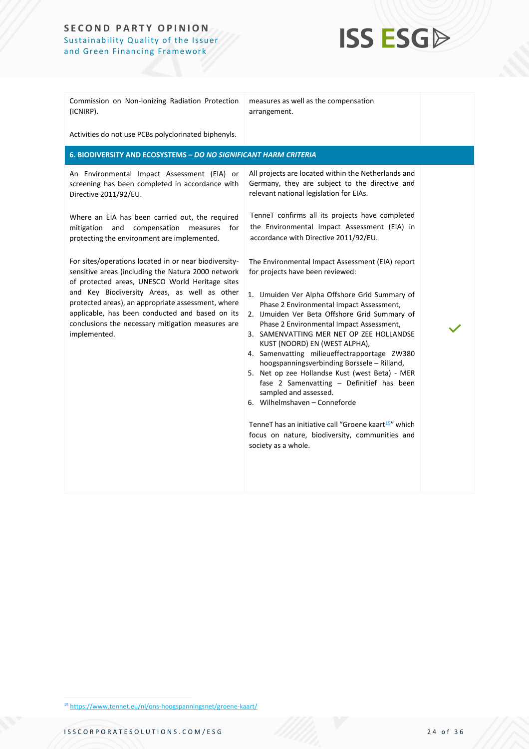| | | |
|---|---|---|
| Commission on Non-Ionizing Radiation Protection (ICNIRP).<br><br>Activities do not use PCBs polyclorinated biphenyls. | measures as well as the compensation arrangement. | |
| **6. BIODIVERSITY AND ECOSYSTEMS –** ***DO NO SIGNIFICANT HARM CRITERIA*** | | |
| An Environmental Impact Assessment (EIA) or screening has been completed in accordance with Directive 2011/92/EU.<br><br>Where an EIA has been carried out, the required mitigation and compensation measures for protecting the environment are implemented.<br><br>For sites/operations located in or near biodiversity-sensitive areas (including the Natura 2000 network of protected areas, UNESCO World Heritage sites and Key Biodiversity Areas, as well as other protected areas), an appropriate assessment, where applicable, has been conducted and based on its conclusions the necessary mitigation measures are implemented. | All projects are located within the Netherlands and Germany, they are subject to the directive and relevant national legislation for EIAs.<br><br>TenneT confirms all its projects have completed the Environmental Impact Assessment (EIA) in accordance with Directive 2011/92/EU.<br><br>The Environmental Impact Assessment (EIA) report for projects have been reviewed:<br><br>1. IJmuiden Ver Alpha Offshore Grid Summary of Phase 2 Environmental Impact Assessment,<br>2. IJmuiden Ver Beta Offshore Grid Summary of Phase 2 Environmental Impact Assessment,<br>3. SAMENVATTING MER NET OP ZEE HOLLANDSE KUST (NOORD) EN (WEST ALPHA),<br>4. Samenvatting milieueffectrapportage ZW380 hoogspanningsverbinding Borssele – Rilland,<br>5. Net op zee Hollandse Kust (west Beta) - MER fase 2 Samenvatting – Definitief has been sampled and assessed.<br>6. Wilhelmshaven – Conneforde<br><br>TenneT has an initiative call "Groene kaart[15]" which focus on nature, biodiversity, communities and society as a whole. | ✓ |

[15] https://www.tennet.eu/nl/ons-hoogspanningsnet/groene-kaart/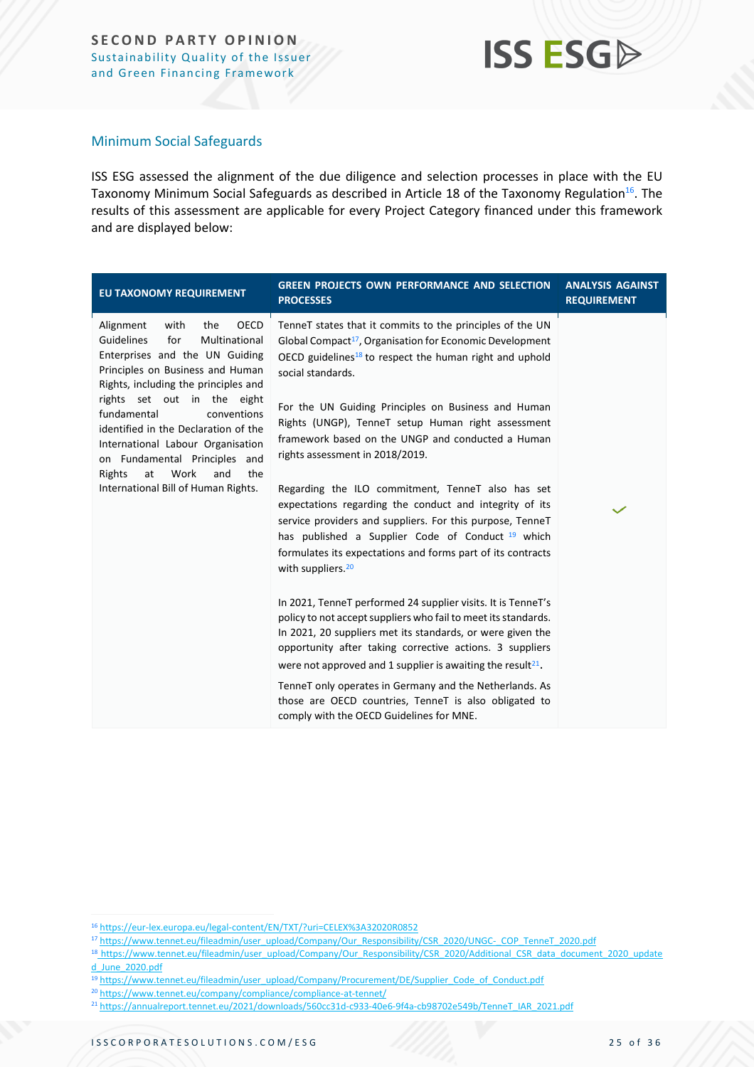## Minimum Social Safeguards

ISS ESG assessed the alignment of the due diligence and selection processes in place with the EU Taxonomy Minimum Social Safeguards as described in Article 18 of the Taxonomy Regulation[16]. The results of this assessment are applicable for every Project Category financed under this framework and are displayed below:

| EU TAXONOMY REQUIREMENT | GREEN PROJECTS OWN PERFORMANCE AND SELECTION PROCESSES | ANALYSIS AGAINST REQUIREMENT |
|---|---|---|
| Alignment with the OECD Guidelines for Multinational Enterprises and the UN Guiding Principles on Business and Human Rights, including the principles and rights set out in the eight fundamental conventions identified in the Declaration of the International Labour Organisation on Fundamental Principles and Rights at Work and the International Bill of Human Rights. | TenneT states that it commits to the principles of the UN Global Compact[17], Organisation for Economic Development OECD guidelines[18] to respect the human right and uphold social standards.<br><br>For the UN Guiding Principles on Business and Human Rights (UNGP), TenneT setup Human right assessment framework based on the UNGP and conducted a Human rights assessment in 2018/2019.<br><br>Regarding the ILO commitment, TenneT also has set expectations regarding the conduct and integrity of its service providers and suppliers. For this purpose, TenneT has published a Supplier Code of Conduct [19] which formulates its expectations and forms part of its contracts with suppliers.[20]<br><br>In 2021, TenneT performed 24 supplier visits. It is TenneT's policy to not accept suppliers who fail to meet its standards. In 2021, 20 suppliers met its standards, or were given the opportunity after taking corrective actions. 3 suppliers were not approved and 1 supplier is awaiting the result[21].<br><br>TenneT only operates in Germany and the Netherlands. As those are OECD countries, TenneT is also obligated to comply with the OECD Guidelines for MNE. | ✓ |

[16] https://eur-lex.europa.eu/legal-content/EN/TXT/?uri=CELEX%3A32020R0852

[17] https://www.tennet.eu/fileadmin/user_upload/Company/Our_Responsibility/CSR_2020/UNGC-_COP_TenneT_2020.pdf

[18] https://www.tennet.eu/fileadmin/user_upload/Company/Our_Responsibility/CSR_2020/Additional_CSR_data_document_2020_updated_June_2020.pdf

[19] https://www.tennet.eu/fileadmin/user_upload/Company/Procurement/DE/Supplier_Code_of_Conduct.pdf

[20] https://www.tennet.eu/company/compliance/compliance-at-tennet/

[21] https://annualreport.tennet.eu/2021/downloads/560cc31d-c933-40e6-9f4a-cb98702e549b/TenneT_IAR_2021.pdf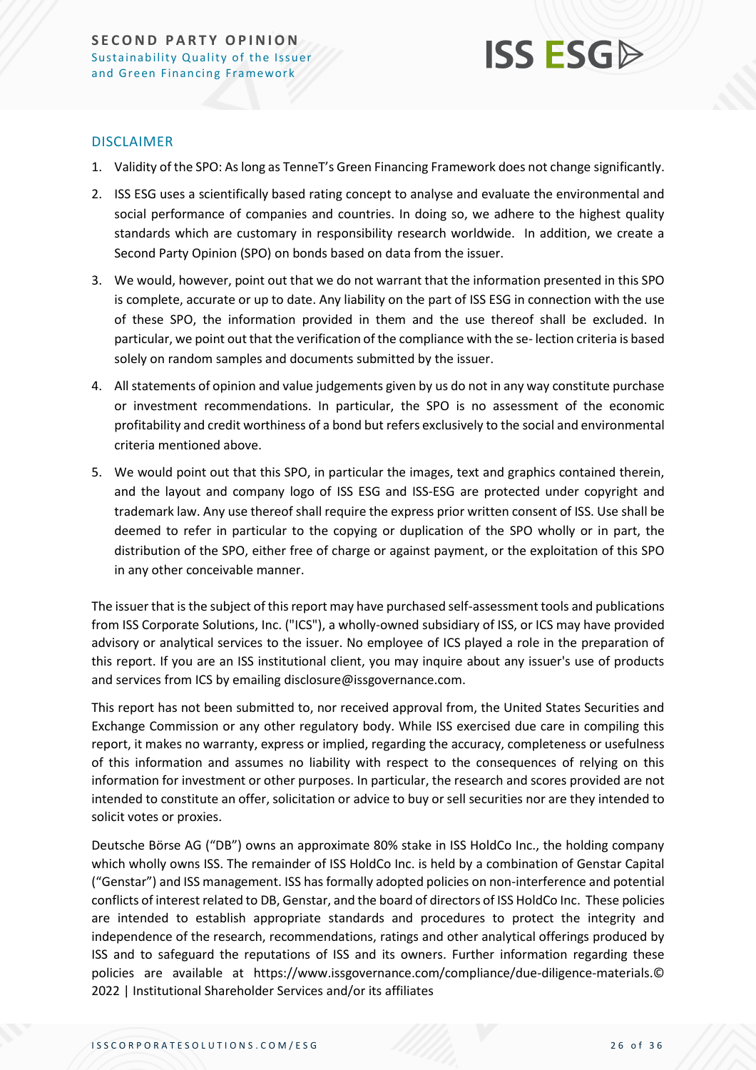## DISCLAIMER

1. Validity of the SPO: As long as TenneT's Green Financing Framework does not change significantly.
2. ISS ESG uses a scientifically based rating concept to analyse and evaluate the environmental and social performance of companies and countries. In doing so, we adhere to the highest quality standards which are customary in responsibility research worldwide. In addition, we create a Second Party Opinion (SPO) on bonds based on data from the issuer.
3. We would, however, point out that we do not warrant that the information presented in this SPO is complete, accurate or up to date. Any liability on the part of ISS ESG in connection with the use of these SPO, the information provided in them and the use thereof shall be excluded. In particular, we point out that the verification of the compliance with the se- lection criteria is based solely on random samples and documents submitted by the issuer.
4. All statements of opinion and value judgements given by us do not in any way constitute purchase or investment recommendations. In particular, the SPO is no assessment of the economic profitability and credit worthiness of a bond but refers exclusively to the social and environmental criteria mentioned above.
5. We would point out that this SPO, in particular the images, text and graphics contained therein, and the layout and company logo of ISS ESG and ISS-ESG are protected under copyright and trademark law. Any use thereof shall require the express prior written consent of ISS. Use shall be deemed to refer in particular to the copying or duplication of the SPO wholly or in part, the distribution of the SPO, either free of charge or against payment, or the exploitation of this SPO in any other conceivable manner.

The issuer that is the subject of this report may have purchased self-assessment tools and publications from ISS Corporate Solutions, Inc. ("ICS"), a wholly-owned subsidiary of ISS, or ICS may have provided advisory or analytical services to the issuer. No employee of ICS played a role in the preparation of this report. If you are an ISS institutional client, you may inquire about any issuer's use of products and services from ICS by emailing disclosure@issgovernance.com.

This report has not been submitted to, nor received approval from, the United States Securities and Exchange Commission or any other regulatory body. While ISS exercised due care in compiling this report, it makes no warranty, express or implied, regarding the accuracy, completeness or usefulness of this information and assumes no liability with respect to the consequences of relying on this information for investment or other purposes. In particular, the research and scores provided are not intended to constitute an offer, solicitation or advice to buy or sell securities nor are they intended to solicit votes or proxies.

Deutsche Börse AG ("DB") owns an approximate 80% stake in ISS HoldCo Inc., the holding company which wholly owns ISS. The remainder of ISS HoldCo Inc. is held by a combination of Genstar Capital ("Genstar") and ISS management. ISS has formally adopted policies on non-interference and potential conflicts of interest related to DB, Genstar, and the board of directors of ISS HoldCo Inc. These policies are intended to establish appropriate standards and procedures to protect the integrity and independence of the research, recommendations, ratings and other analytical offerings produced by ISS and to safeguard the reputations of ISS and its owners. Further information regarding these policies are available at https://www.issgovernance.com/compliance/due-diligence-materials.© 2022 | Institutional Shareholder Services and/or its affiliates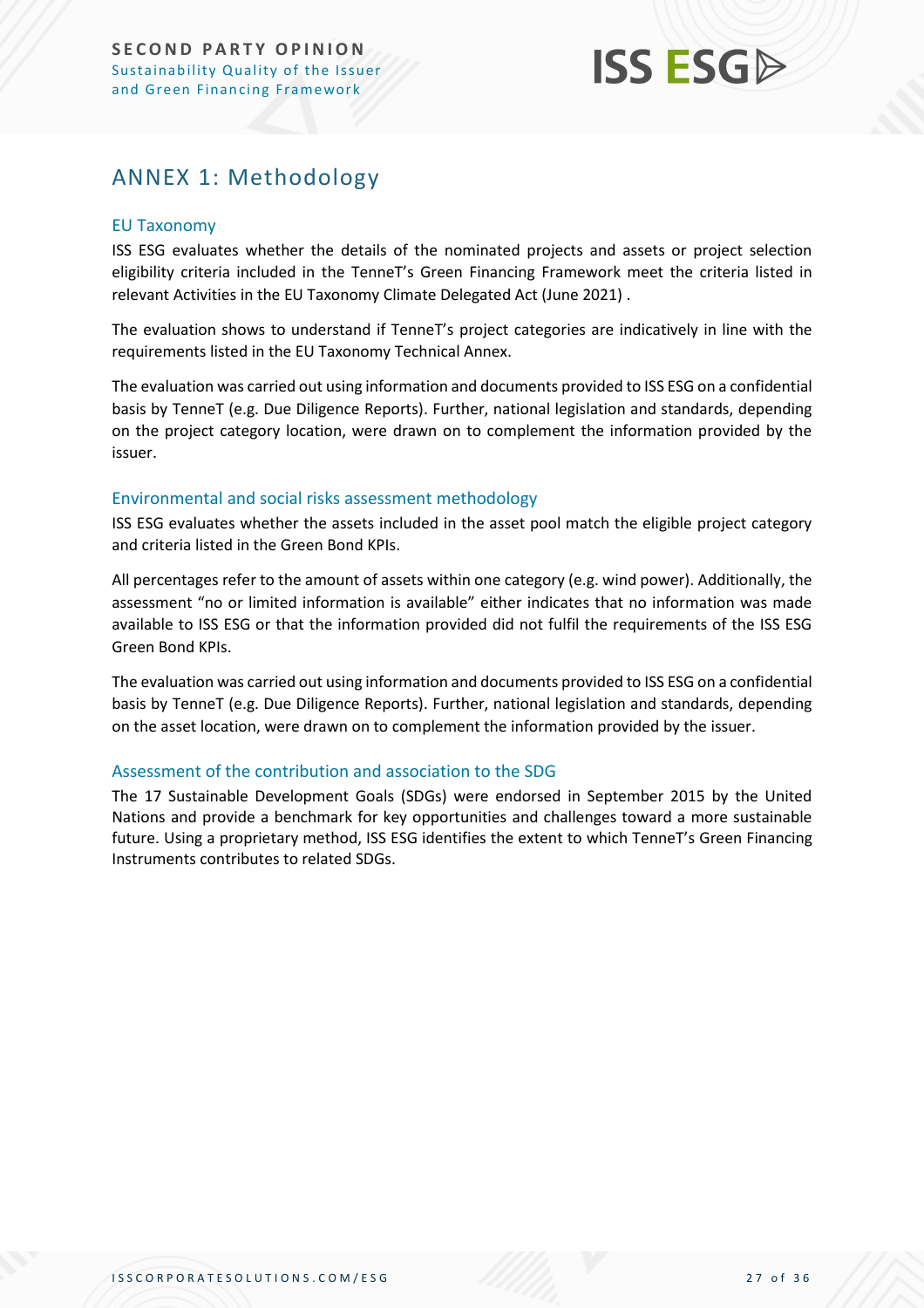# ANNEX 1: Methodology

## EU Taxonomy

ISS ESG evaluates whether the details of the nominated projects and assets or project selection eligibility criteria included in the TenneT's Green Financing Framework meet the criteria listed in relevant Activities in the EU Taxonomy Climate Delegated Act (June 2021) .

The evaluation shows to understand if TenneT's project categories are indicatively in line with the requirements listed in the EU Taxonomy Technical Annex.

The evaluation was carried out using information and documents provided to ISS ESG on a confidential basis by TenneT (e.g. Due Diligence Reports). Further, national legislation and standards, depending on the project category location, were drawn on to complement the information provided by the issuer.

## Environmental and social risks assessment methodology

ISS ESG evaluates whether the assets included in the asset pool match the eligible project category and criteria listed in the Green Bond KPIs.

All percentages refer to the amount of assets within one category (e.g. wind power). Additionally, the assessment "no or limited information is available" either indicates that no information was made available to ISS ESG or that the information provided did not fulfil the requirements of the ISS ESG Green Bond KPIs.

The evaluation was carried out using information and documents provided to ISS ESG on a confidential basis by TenneT (e.g. Due Diligence Reports). Further, national legislation and standards, depending on the asset location, were drawn on to complement the information provided by the issuer.

## Assessment of the contribution and association to the SDG

The 17 Sustainable Development Goals (SDGs) were endorsed in September 2015 by the United Nations and provide a benchmark for key opportunities and challenges toward a more sustainable future. Using a proprietary method, ISS ESG identifies the extent to which TenneT's Green Financing Instruments contributes to related SDGs.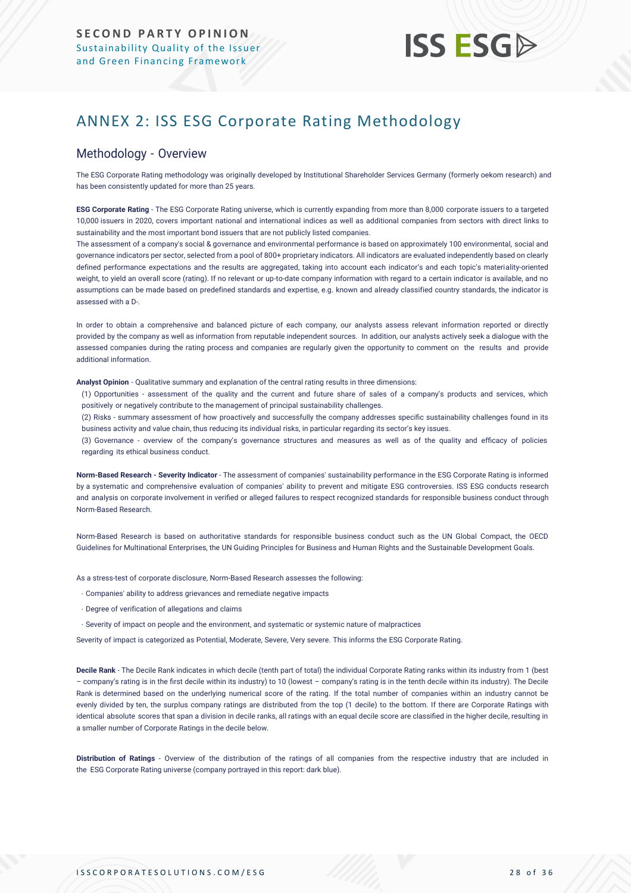# ANNEX 2: ISS ESG Corporate Rating Methodology

## Methodology - Overview

The ESG Corporate Rating methodology was originally developed by Institutional Shareholder Services Germany (formerly oekom research) and has been consistently updated for more than 25 years.

**ESG Corporate Rating** - The ESG Corporate Rating universe, which is currently expanding from more than 8,000 corporate issuers to a targeted 10,000 issuers in 2020, covers important national and international indices as well as additional companies from sectors with direct links to sustainability and the most important bond issuers that are not publicly listed companies.

The assessment of a company's social & governance and environmental performance is based on approximately 100 environmental, social and governance indicators per sector, selected from a pool of 800+ proprietary indicators. All indicators are evaluated independently based on clearly defined performance expectations and the results are aggregated, taking into account each indicator's and each topic's materiality-oriented weight, to yield an overall score (rating). If no relevant or up-to-date company information with regard to a certain indicator is available, and no assumptions can be made based on predefined standards and expertise, e.g. known and already classified country standards, the indicator is assessed with a D-.

In order to obtain a comprehensive and balanced picture of each company, our analysts assess relevant information reported or directly provided by the company as well as information from reputable independent sources. In addition, our analysts actively seek a dialogue with the assessed companies during the rating process and companies are regularly given the opportunity to comment on the results and provide additional information.

**Analyst Opinion** - Qualitative summary and explanation of the central rating results in three dimensions:

(1) Opportunities - assessment of the quality and the current and future share of sales of a company's products and services, which positively or negatively contribute to the management of principal sustainability challenges.

(2) Risks - summary assessment of how proactively and successfully the company addresses specific sustainability challenges found in its business activity and value chain, thus reducing its individual risks, in particular regarding its sector's key issues.

(3) Governance - overview of the company's governance structures and measures as well as of the quality and efficacy of policies regarding its ethical business conduct.

**Norm-Based Research - Severity Indicator** - The assessment of companies' sustainability performance in the ESG Corporate Rating is informed by a systematic and comprehensive evaluation of companies' ability to prevent and mitigate ESG controversies. ISS ESG conducts research and analysis on corporate involvement in verified or alleged failures to respect recognized standards for responsible business conduct through Norm-Based Research.

Norm-Based Research is based on authoritative standards for responsible business conduct such as the UN Global Compact, the OECD Guidelines for Multinational Enterprises, the UN Guiding Principles for Business and Human Rights and the Sustainable Development Goals.

As a stress-test of corporate disclosure, Norm-Based Research assesses the following:

- Companies' ability to address grievances and remediate negative impacts
- Degree of verification of allegations and claims
- Severity of impact on people and the environment, and systematic or systemic nature of malpractices

Severity of impact is categorized as Potential, Moderate, Severe, Very severe. This informs the ESG Corporate Rating.

**Decile Rank** - The Decile Rank indicates in which decile (tenth part of total) the individual Corporate Rating ranks within its industry from 1 (best – company's rating is in the first decile within its industry) to 10 (lowest – company's rating is in the tenth decile within its industry). The Decile Rank is determined based on the underlying numerical score of the rating. If the total number of companies within an industry cannot be evenly divided by ten, the surplus company ratings are distributed from the top (1 decile) to the bottom. If there are Corporate Ratings with identical absolute scores that span a division in decile ranks, all ratings with an equal decile score are classified in the higher decile, resulting in a smaller number of Corporate Ratings in the decile below.

**Distribution of Ratings** - Overview of the distribution of the ratings of all companies from the respective industry that are included in the ESG Corporate Rating universe (company portrayed in this report: dark blue).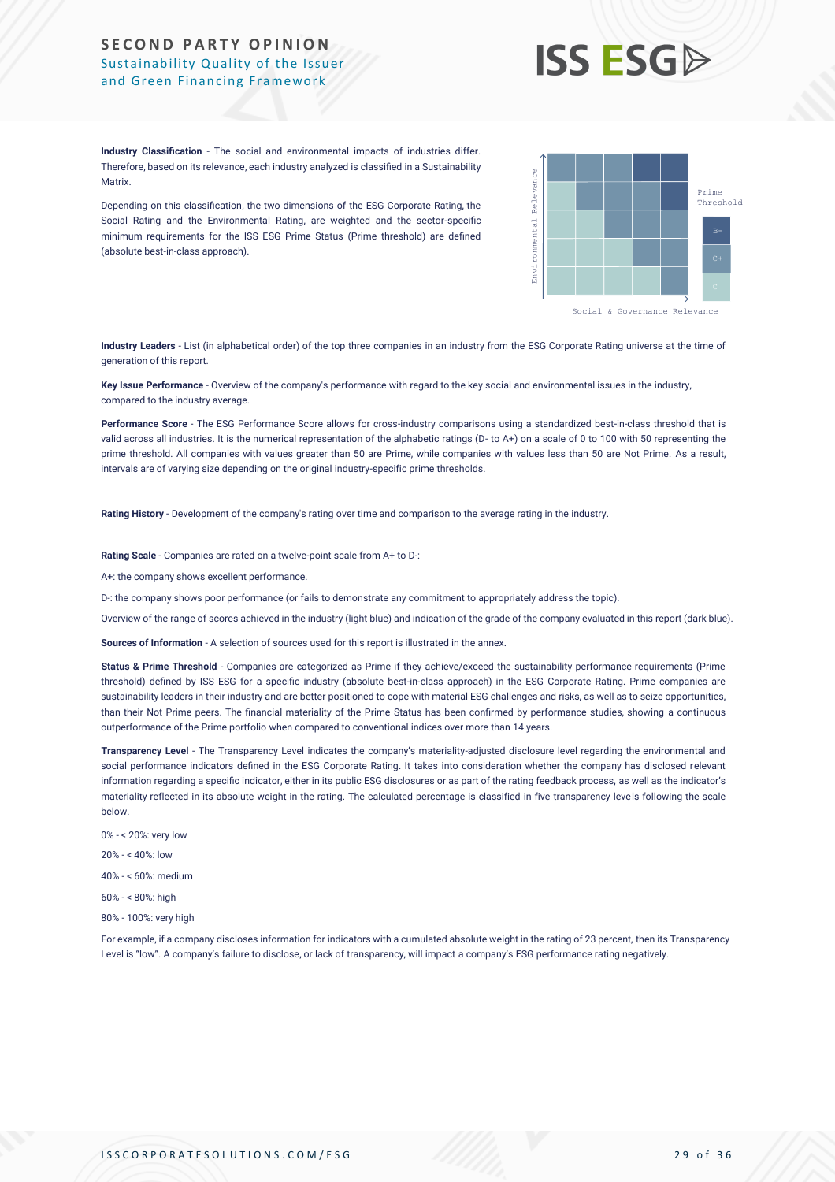**Industry Classification** - The social and environmental impacts of industries differ. Therefore, based on its relevance, each industry analyzed is classified in a Sustainability Matrix.

Depending on this classification, the two dimensions of the ESG Corporate Rating, the Social Rating and the Environmental Rating, are weighted and the sector-specific minimum requirements for the ISS ESG Prime Status (Prime threshold) are defined (absolute best-in-class approach).

Environmental Relevance

Prime Threshold

B-

C+

C

Social & Governance Relevance

**Industry Leaders** - List (in alphabetical order) of the top three companies in an industry from the ESG Corporate Rating universe at the time of generation of this report.

**Key Issue Performance** - Overview of the company's performance with regard to the key social and environmental issues in the industry, compared to the industry average.

**Performance Score** - The ESG Performance Score allows for cross-industry comparisons using a standardized best-in-class threshold that is valid across all industries. It is the numerical representation of the alphabetic ratings (D- to A+) on a scale of 0 to 100 with 50 representing the prime threshold. All companies with values greater than 50 are Prime, while companies with values less than 50 are Not Prime. As a result, intervals are of varying size depending on the original industry-specific prime thresholds.

**Rating History** - Development of the company's rating over time and comparison to the average rating in the industry.

**Rating Scale** - Companies are rated on a twelve-point scale from A+ to D-:

A+: the company shows excellent performance.

D-: the company shows poor performance (or fails to demonstrate any commitment to appropriately address the topic).

Overview of the range of scores achieved in the industry (light blue) and indication of the grade of the company evaluated in this report (dark blue).

**Sources of Information** - A selection of sources used for this report is illustrated in the annex.

**Status & Prime Threshold** - Companies are categorized as Prime if they achieve/exceed the sustainability performance requirements (Prime threshold) defined by ISS ESG for a specific industry (absolute best-in-class approach) in the ESG Corporate Rating. Prime companies are sustainability leaders in their industry and are better positioned to cope with material ESG challenges and risks, as well as to seize opportunities, than their Not Prime peers. The financial materiality of the Prime Status has been confirmed by performance studies, showing a continuous outperformance of the Prime portfolio when compared to conventional indices over more than 14 years.

**Transparency Level** - The Transparency Level indicates the company's materiality-adjusted disclosure level regarding the environmental and social performance indicators defined in the ESG Corporate Rating. It takes into consideration whether the company has disclosed relevant information regarding a specific indicator, either in its public ESG disclosures or as part of the rating feedback process, as well as the indicator's materiality reflected in its absolute weight in the rating. The calculated percentage is classified in five transparency levels following the scale below.

0% - < 20%: very low

20% - < 40%: low

40% - < 60%: medium

60% - < 80%: high

80% - 100%: very high

For example, if a company discloses information for indicators with a cumulated absolute weight in the rating of 23 percent, then its Transparency Level is "low". A company's failure to disclose, or lack of transparency, will impact a company's ESG performance rating negatively.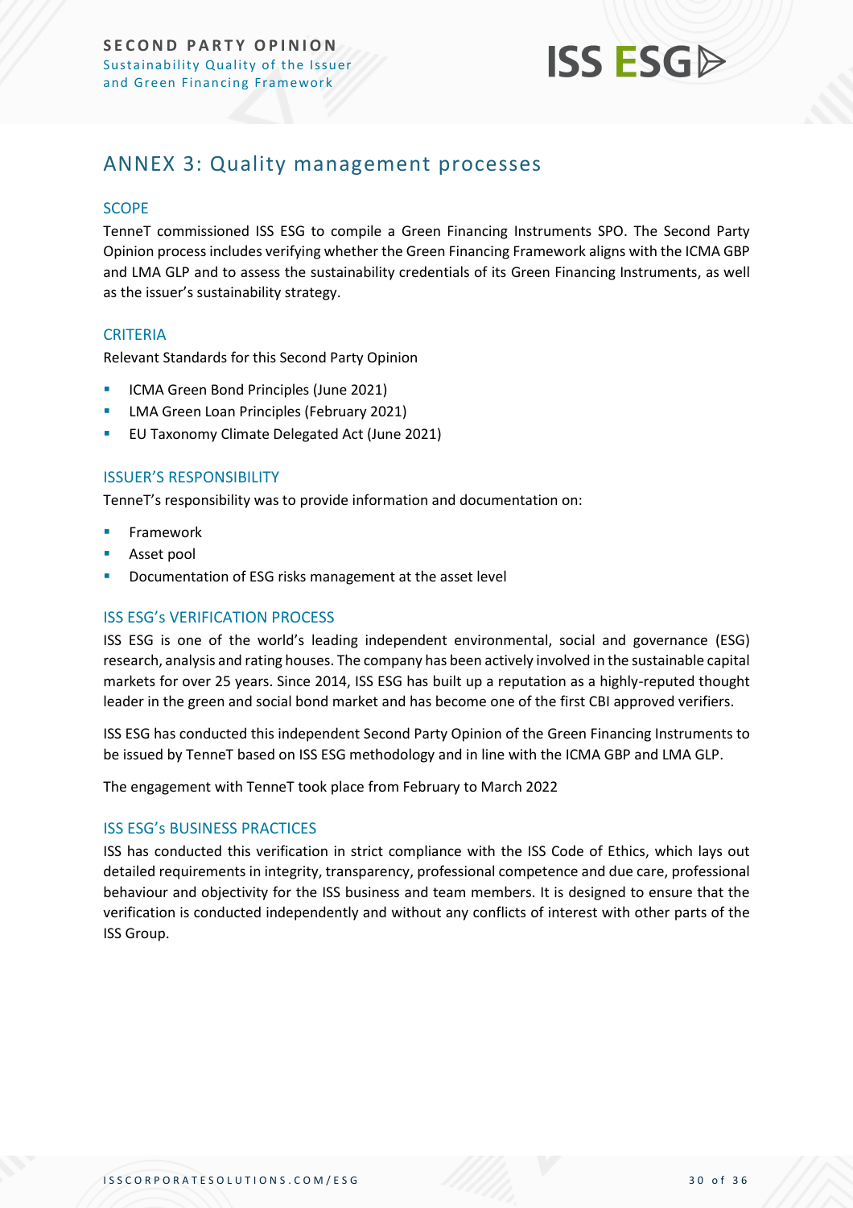## ANNEX 3: Quality management processes

### SCOPE

TenneT commissioned ISS ESG to compile a Green Financing Instruments SPO. The Second Party Opinion process includes verifying whether the Green Financing Framework aligns with the ICMA GBP and LMA GLP and to assess the sustainability credentials of its Green Financing Instruments, as well as the issuer's sustainability strategy.

### CRITERIA

Relevant Standards for this Second Party Opinion

- ICMA Green Bond Principles (June 2021)
- LMA Green Loan Principles (February 2021)
- EU Taxonomy Climate Delegated Act (June 2021)

### ISSUER'S RESPONSIBILITY

TenneT's responsibility was to provide information and documentation on:

- Framework
- Asset pool
- Documentation of ESG risks management at the asset level

### ISS ESG's VERIFICATION PROCESS

ISS ESG is one of the world's leading independent environmental, social and governance (ESG) research, analysis and rating houses. The company has been actively involved in the sustainable capital markets for over 25 years. Since 2014, ISS ESG has built up a reputation as a highly-reputed thought leader in the green and social bond market and has become one of the first CBI approved verifiers.

ISS ESG has conducted this independent Second Party Opinion of the Green Financing Instruments to be issued by TenneT based on ISS ESG methodology and in line with the ICMA GBP and LMA GLP.

The engagement with TenneT took place from February to March 2022

### ISS ESG's BUSINESS PRACTICES

ISS has conducted this verification in strict compliance with the ISS Code of Ethics, which lays out detailed requirements in integrity, transparency, professional competence and due care, professional behaviour and objectivity for the ISS business and team members. It is designed to ensure that the verification is conducted independently and without any conflicts of interest with other parts of the ISS Group.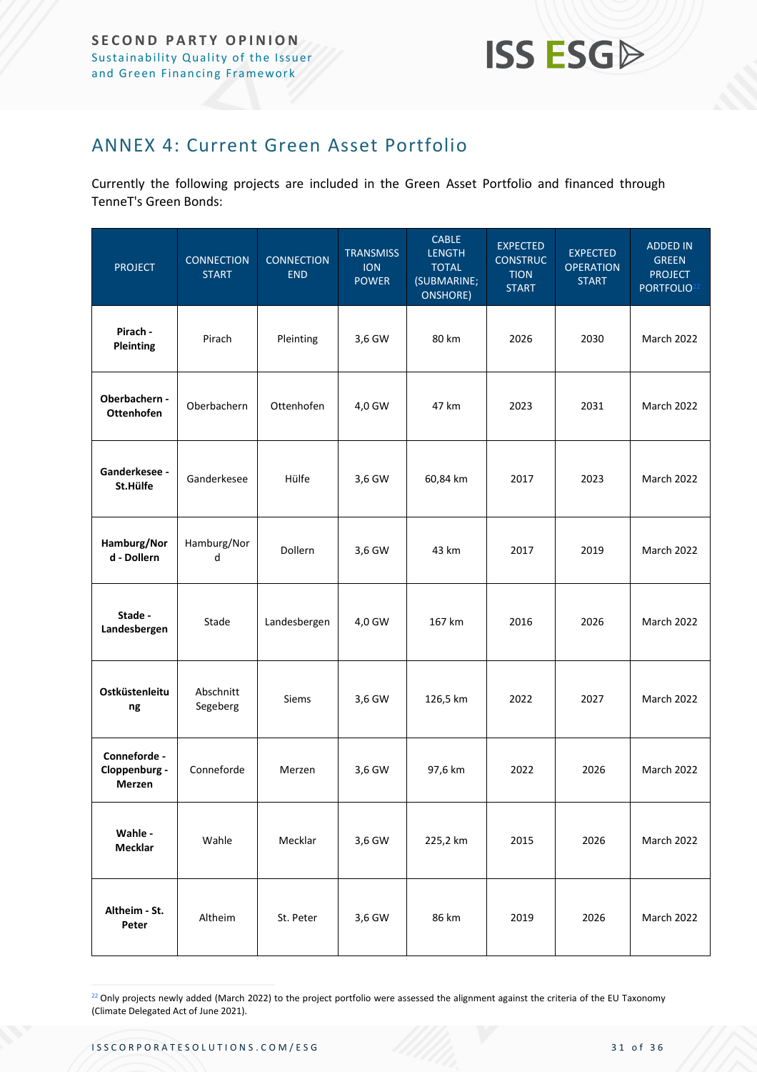## ANNEX 4: Current Green Asset Portfolio

Currently the following projects are included in the Green Asset Portfolio and financed through TenneT's Green Bonds:

| PROJECT | CONNECTION START | CONNECTION END | TRANSMISSION POWER | CABLE LENGTH TOTAL (SUBMARINE; ONSHORE) | EXPECTED CONSTRUCTION START | EXPECTED OPERATION START | ADDED IN GREEN PROJECT PORTFOLIO[22] |
|---|---|---|---|---|---|---|---|
| **Pirach - Pleinting** | Pirach | Pleinting | 3,6 GW | 80 km | 2026 | 2030 | March 2022 |
| **Oberbachern - Ottenhofen** | Oberbachern | Ottenhofen | 4,0 GW | 47 km | 2023 | 2031 | March 2022 |
| **Ganderkesee - St.Hülfe** | Ganderkesee | Hülfe | 3,6 GW | 60,84 km | 2017 | 2023 | March 2022 |
| **Hamburg/Nord - Dollern** | Hamburg/Nord | Dollern | 3,6 GW | 43 km | 2017 | 2019 | March 2022 |
| **Stade - Landesbergen** | Stade | Landesbergen | 4,0 GW | 167 km | 2016 | 2026 | March 2022 |
| **Ostküstenleitung** | Abschnitt Segeberg | Siems | 3,6 GW | 126,5 km | 2022 | 2027 | March 2022 |
| **Conneforde - Cloppenburg - Merzen** | Conneforde | Merzen | 3,6 GW | 97,6 km | 2022 | 2026 | March 2022 |
| **Wahle - Mecklar** | Wahle | Mecklar | 3,6 GW | 225,2 km | 2015 | 2026 | March 2022 |
| **Altheim - St. Peter** | Altheim | St. Peter | 3,6 GW | 86 km | 2019 | 2026 | March 2022 |

[22] Only projects newly added (March 2022) to the project portfolio were assessed the alignment against the criteria of the EU Taxonomy (Climate Delegated Act of June 2021).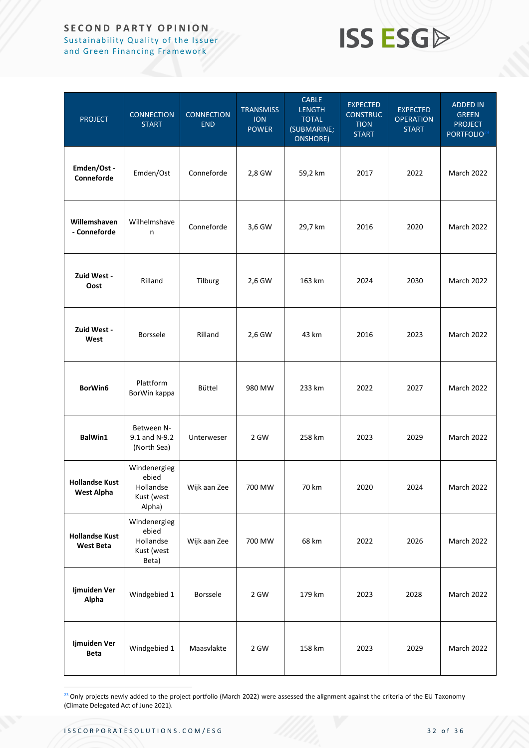| PROJECT | CONNECTION START | CONNECTION END | TRANSMISSION POWER | CABLE LENGTH TOTAL (SUBMARINE; ONSHORE) | EXPECTED CONSTRUCTION START | EXPECTED OPERATION START | ADDED IN GREEN PROJECT PORTFOLIO[23] |
|---|---|---|---|---|---|---|---|
| **Emden/Ost - Conneforde** | Emden/Ost | Conneforde | 2,8 GW | 59,2 km | 2017 | 2022 | March 2022 |
| **Willemshaven - Conneforde** | Wilhelmshaven | Conneforde | 3,6 GW | 29,7 km | 2016 | 2020 | March 2022 |
| **Zuid West - Oost** | Rilland | Tilburg | 2,6 GW | 163 km | 2024 | 2030 | March 2022 |
| **Zuid West - West** | Borssele | Rilland | 2,6 GW | 43 km | 2016 | 2023 | March 2022 |
| **BorWin6** | Plattform BorWin kappa | Büttel | 980 MW | 233 km | 2022 | 2027 | March 2022 |
| **BalWin1** | Between N-9.1 and N-9.2 (North Sea) | Unterweser | 2 GW | 258 km | 2023 | 2029 | March 2022 |
| **Hollandse Kust West Alpha** | Windenergiegebied Hollandse Kust (west Alpha) | Wijk aan Zee | 700 MW | 70 km | 2020 | 2024 | March 2022 |
| **Hollandse Kust West Beta** | Windenergiegebied Hollandse Kust (west Beta) | Wijk aan Zee | 700 MW | 68 km | 2022 | 2026 | March 2022 |
| **Ijmuiden Ver Alpha** | Windgebied 1 | Borssele | 2 GW | 179 km | 2023 | 2028 | March 2022 |
| **Ijmuiden Ver Beta** | Windgebied 1 | Maasvlakte | 2 GW | 158 km | 2023 | 2029 | March 2022 |

[23] Only projects newly added to the project portfolio (March 2022) were assessed the alignment against the criteria of the EU Taxonomy (Climate Delegated Act of June 2021).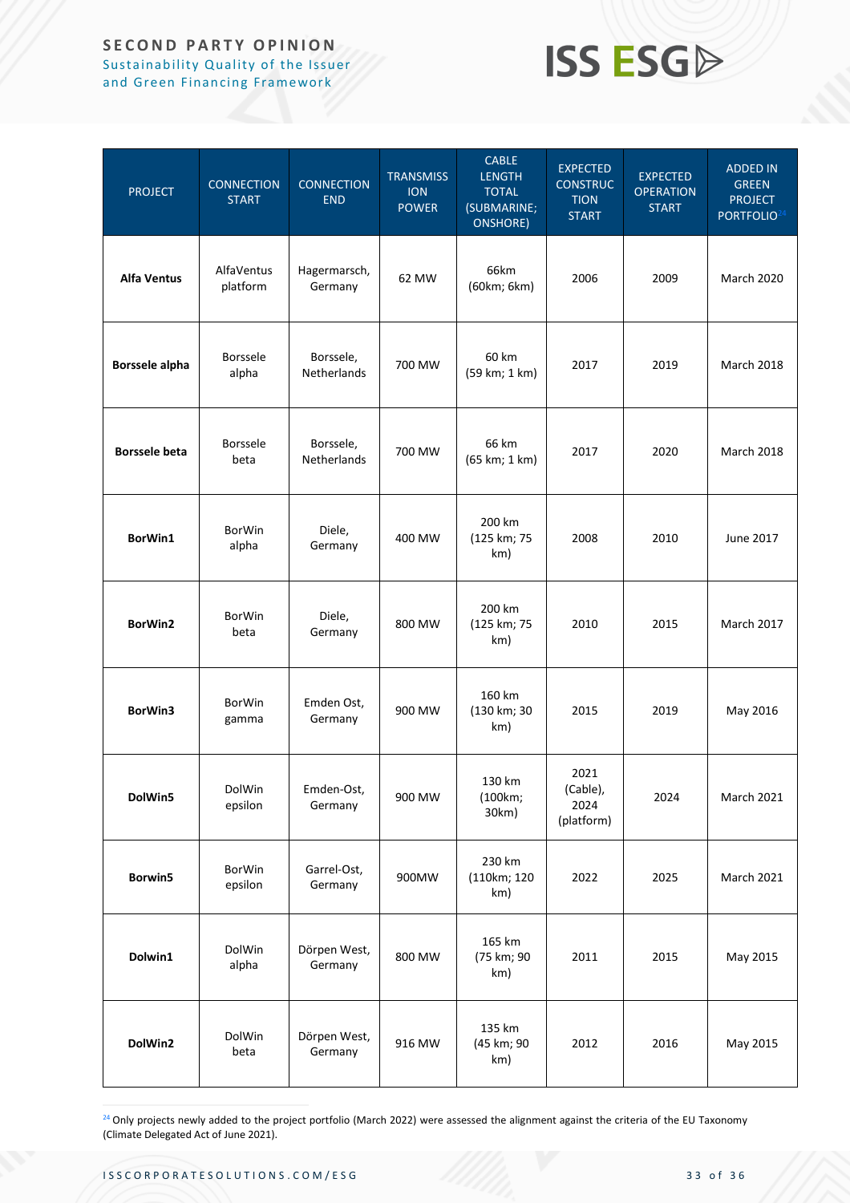| PROJECT | CONNECTION START | CONNECTION END | TRANSMISSION POWER | CABLE LENGTH TOTAL (SUBMARINE; ONSHORE) | EXPECTED CONSTRUCTION START | EXPECTED OPERATION START | ADDED IN GREEN PROJECT PORTFOLIO[24] |
|---|---|---|---|---|---|---|---|
| **Alfa Ventus** | AlfaVentus platform | Hagermarsch, Germany | 62 MW | 66km (60km; 6km) | 2006 | 2009 | March 2020 |
| **Borssele alpha** | Borssele alpha | Borssele, Netherlands | 700 MW | 60 km (59 km; 1 km) | 2017 | 2019 | March 2018 |
| **Borssele beta** | Borssele beta | Borssele, Netherlands | 700 MW | 66 km (65 km; 1 km) | 2017 | 2020 | March 2018 |
| **BorWin1** | BorWin alpha | Diele, Germany | 400 MW | 200 km (125 km; 75 km) | 2008 | 2010 | June 2017 |
| **BorWin2** | BorWin beta | Diele, Germany | 800 MW | 200 km (125 km; 75 km) | 2010 | 2015 | March 2017 |
| **BorWin3** | BorWin gamma | Emden Ost, Germany | 900 MW | 160 km (130 km; 30 km) | 2015 | 2019 | May 2016 |
| **DolWin5** | DolWin epsilon | Emden-Ost, Germany | 900 MW | 130 km (100km; 30km) | 2021 (Cable), 2024 (platform) | 2024 | March 2021 |
| **Borwin5** | BorWin epsilon | Garrel-Ost, Germany | 900MW | 230 km (110km; 120 km) | 2022 | 2025 | March 2021 |
| **Dolwin1** | DolWin alpha | Dörpen West, Germany | 800 MW | 165 km (75 km; 90 km) | 2011 | 2015 | May 2015 |
| **DolWin2** | DolWin beta | Dörpen West, Germany | 916 MW | 135 km (45 km; 90 km) | 2012 | 2016 | May 2015 |

[24] Only projects newly added to the project portfolio (March 2022) were assessed the alignment against the criteria of the EU Taxonomy (Climate Delegated Act of June 2021).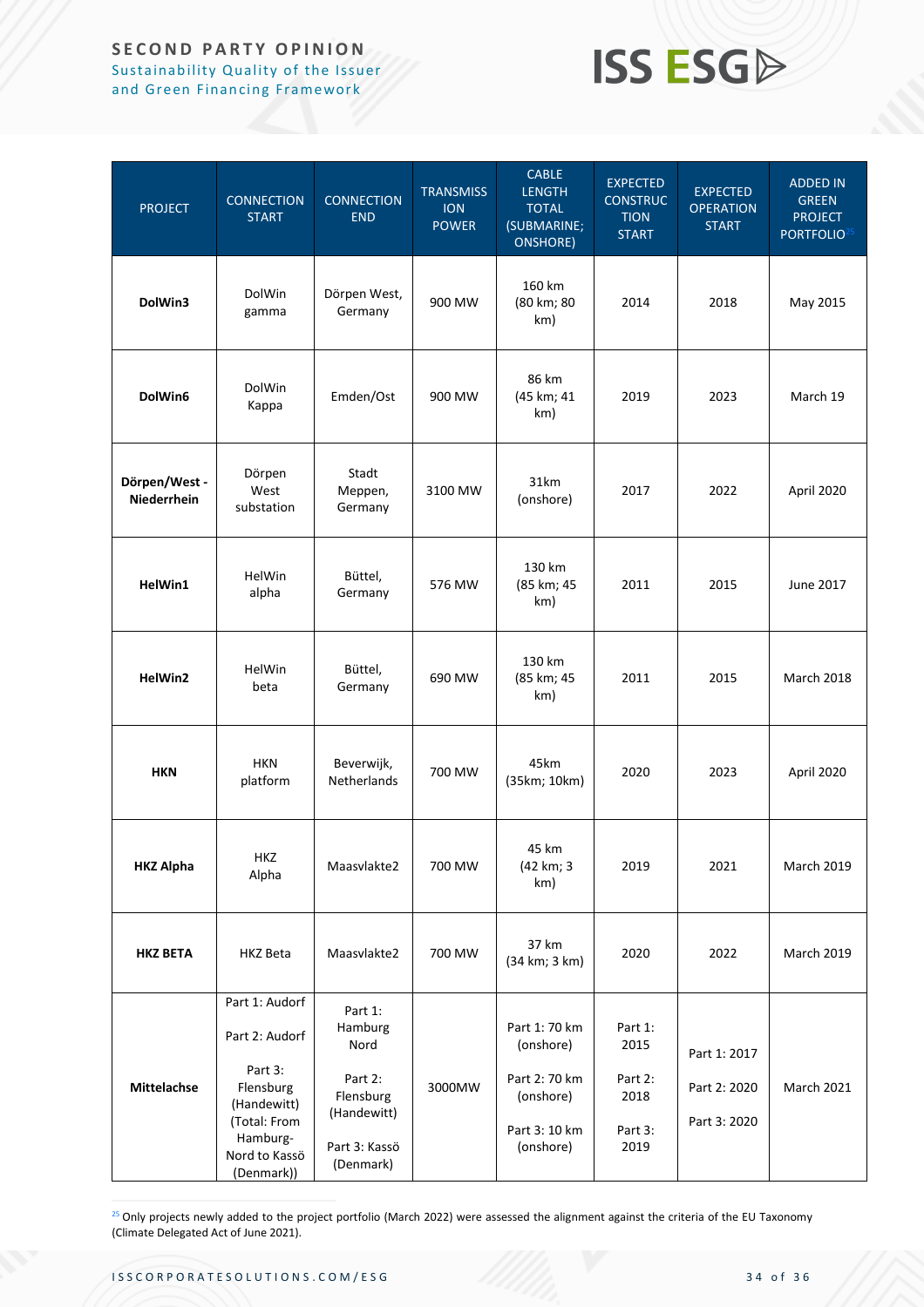| PROJECT | CONNECTION START | CONNECTION END | TRANSMISSION POWER | CABLE LENGTH TOTAL (SUBMARINE; ONSHORE) | EXPECTED CONSTRUCTION START | EXPECTED OPERATION START | ADDED IN GREEN PROJECT PORTFOLIO[25] |
|---|---|---|---|---|---|---|---|
| **DolWin3** | DolWin gamma | Dörpen West, Germany | 900 MW | 160 km (80 km; 80 km) | 2014 | 2018 | May 2015 |
| **DolWin6** | DolWin Kappa | Emden/Ost | 900 MW | 86 km (45 km; 41 km) | 2019 | 2023 | March 19 |
| **Dörpen/West - Niederrhein** | Dörpen West substation | Stadt Meppen, Germany | 3100 MW | 31km (onshore) | 2017 | 2022 | April 2020 |
| **HelWin1** | HelWin alpha | Büttel, Germany | 576 MW | 130 km (85 km; 45 km) | 2011 | 2015 | June 2017 |
| **HelWin2** | HelWin beta | Büttel, Germany | 690 MW | 130 km (85 km; 45 km) | 2011 | 2015 | March 2018 |
| **HKN** | HKN platform | Beverwijk, Netherlands | 700 MW | 45km (35km; 10km) | 2020 | 2023 | April 2020 |
| **HKZ Alpha** | HKZ Alpha | Maasvlakte2 | 700 MW | 45 km (42 km; 3 km) | 2019 | 2021 | March 2019 |
| **HKZ BETA** | HKZ Beta | Maasvlakte2 | 700 MW | 37 km (34 km; 3 km) | 2020 | 2022 | March 2019 |
| **Mittelachse** | Part 1: Audorf<br>Part 2: Audorf<br>Part 3: Flensburg (Handewitt) (Total: From Hamburg-Nord to Kassö (Denmark)) | Part 1: Hamburg Nord<br>Part 2: Flensburg (Handewitt)<br>Part 3: Kassö (Denmark) | 3000MW | Part 1: 70 km (onshore)<br>Part 2: 70 km (onshore)<br>Part 3: 10 km (onshore) | Part 1: 2015<br>Part 2: 2018<br>Part 3: 2019 | Part 1: 2017<br>Part 2: 2020<br>Part 3: 2020 | March 2021 |

[25] Only projects newly added to the project portfolio (March 2022) were assessed the alignment against the criteria of the EU Taxonomy (Climate Delegated Act of June 2021).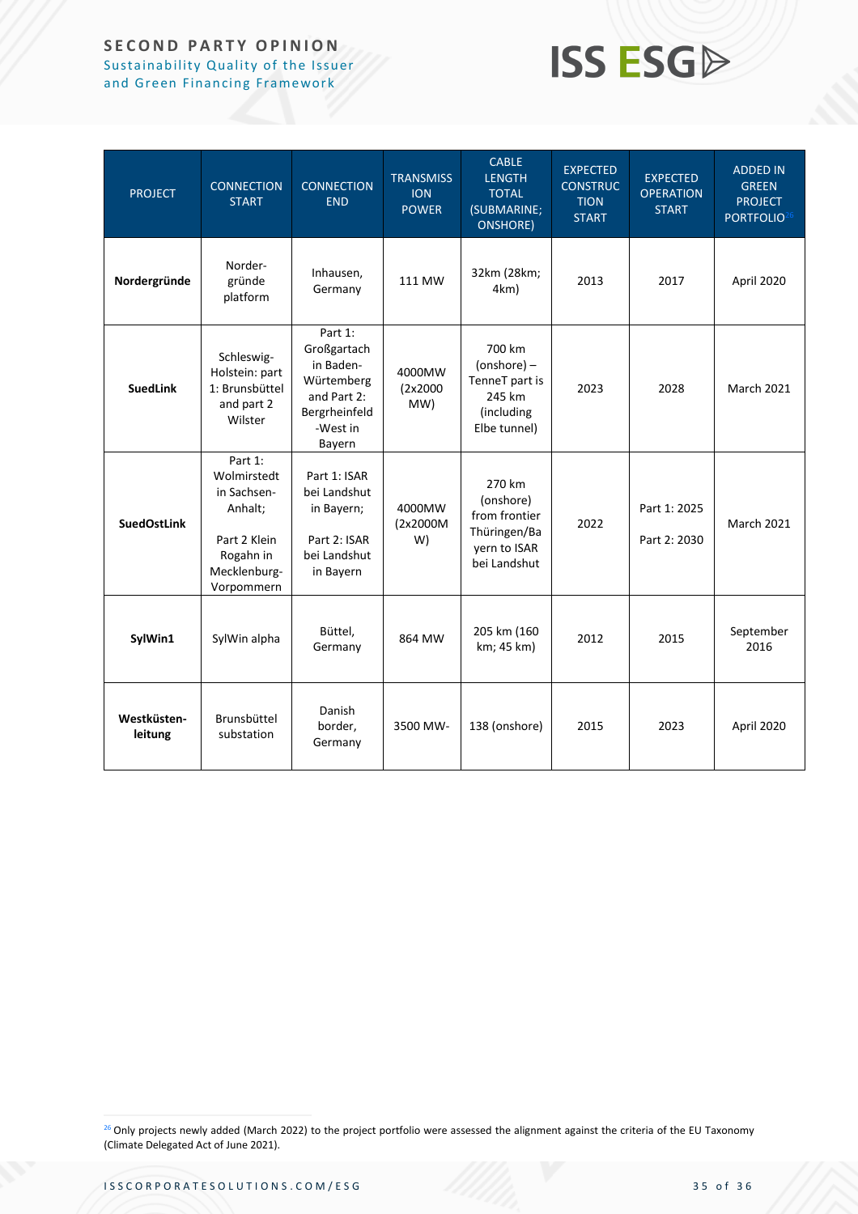| PROJECT | CONNECTION START | CONNECTION END | TRANSMISSION POWER | CABLE LENGTH TOTAL (SUBMARINE; ONSHORE) | EXPECTED CONSTRUCTION START | EXPECTED OPERATION START | ADDED IN GREEN PROJECT PORTFOLIO[26] |
|---|---|---|---|---|---|---|---|
| **Nordergründe** | Norder-gründe platform | Inhausen, Germany | 111 MW | 32km (28km; 4km) | 2013 | 2017 | April 2020 |
| **SuedLink** | Schleswig-Holstein: part 1: Brunsbüttel and part 2 Wilster | Part 1: Großgartach in Baden-Würtemberg and Part 2: Bergrheinfeld -West in Bayern | 4000MW (2x2000 MW) | 700 km (onshore) – TenneT part is 245 km (including Elbe tunnel) | 2023 | 2028 | March 2021 |
| **SuedOstLink** | Part 1: Wolmirstedt in Sachsen-Anhalt; Part 2 Klein Rogahn in Mecklenburg-Vorpommern | Part 1: ISAR bei Landshut in Bayern; Part 2: ISAR bei Landshut in Bayern | 4000MW (2x2000M W) | 270 km (onshore) from frontier Thüringen/Bayern to ISAR bei Landshut | 2022 | Part 1: 2025 Part 2: 2030 | March 2021 |
| **SylWin1** | SylWin alpha | Büttel, Germany | 864 MW | 205 km (160 km; 45 km) | 2012 | 2015 | September 2016 |
| **Westküsten-leitung** | Brunsbüttel substation | Danish border, Germany | 3500 MW- | 138 (onshore) | 2015 | 2023 | April 2020 |

[26] Only projects newly added (March 2022) to the project portfolio were assessed the alignment against the criteria of the EU Taxonomy (Climate Delegated Act of June 2021).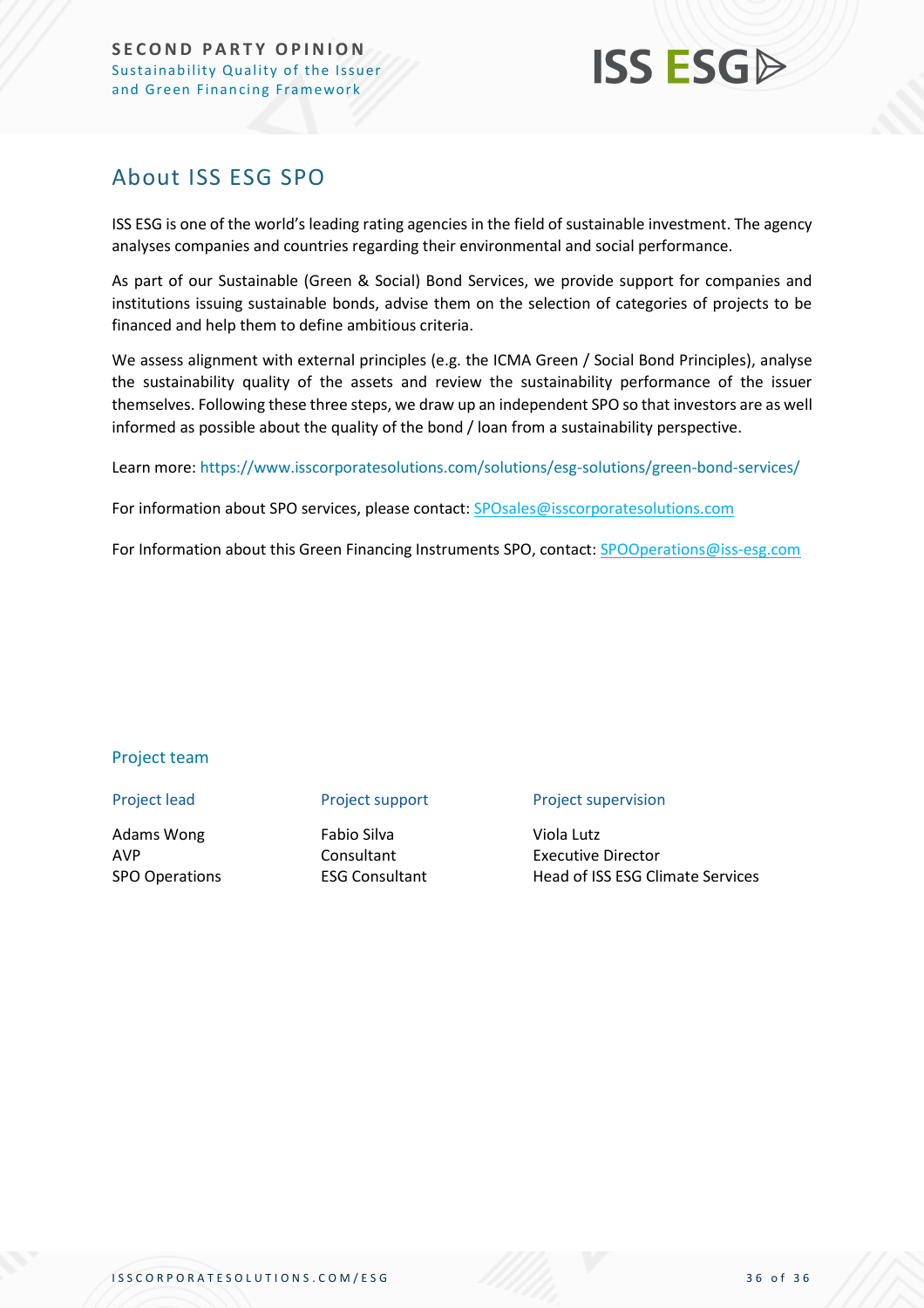## About ISS ESG SPO

ISS ESG is one of the world's leading rating agencies in the field of sustainable investment. The agency analyses companies and countries regarding their environmental and social performance.

As part of our Sustainable (Green & Social) Bond Services, we provide support for companies and institutions issuing sustainable bonds, advise them on the selection of categories of projects to be financed and help them to define ambitious criteria.

We assess alignment with external principles (e.g. the ICMA Green / Social Bond Principles), analyse the sustainability quality of the assets and review the sustainability performance of the issuer themselves. Following these three steps, we draw up an independent SPO so that investors are as well informed as possible about the quality of the bond / loan from a sustainability perspective.

Learn more: https://www.isscorporatesolutions.com/solutions/esg-solutions/green-bond-services/

For information about SPO services, please contact: SPOsales@isscorporatesolutions.com

For Information about this Green Financing Instruments SPO, contact: SPOOperations@iss-esg.com

### Project team

| Project lead | Project support | Project supervision |
|---|---|---|
| Adams Wong<br>AVP<br>SPO Operations | Fabio Silva<br>Consultant<br>ESG Consultant | Viola Lutz<br>Executive Director<br>Head of ISS ESG Climate Services |